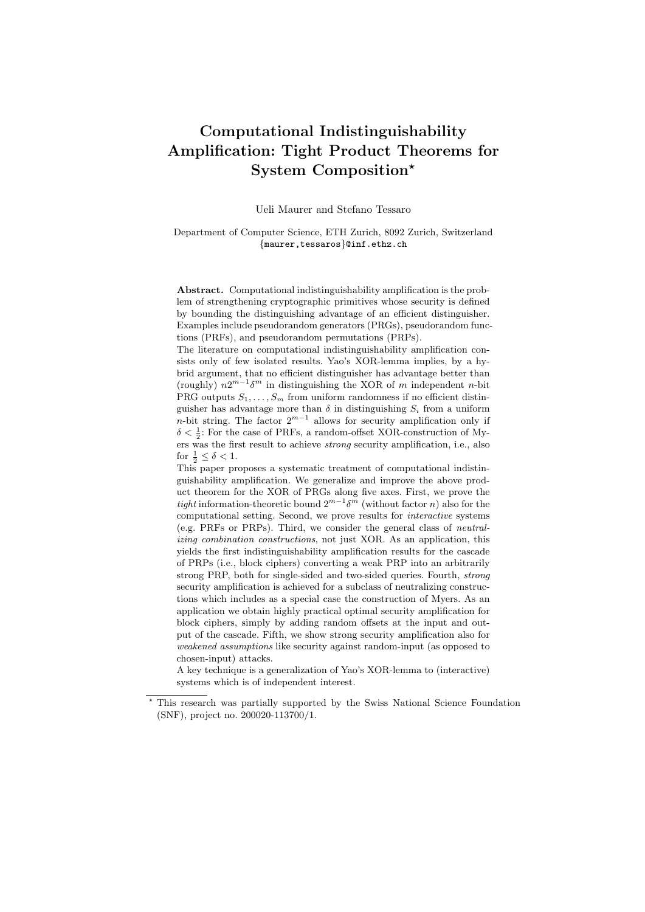# Computational Indistinguishability Amplification: Tight Product Theorems for System Composition*

Ueli Maurer and Stefano Tessaro

Department of Computer Science, ETH Zurich, 8092 Zurich, Switzerland
{maurer,tessaros}@inf.ethz.ch

**Abstract.** Computational indistinguishability amplification is the problem of strengthening cryptographic primitives whose security is defined by bounding the distinguishing advantage of an efficient distinguisher. Examples include pseudorandom generators (PRGs), pseudorandom functions (PRFs), and pseudorandom permutations (PRPs).

The literature on computational indistinguishability amplification consists only of few isolated results. Yao's XOR-lemma implies, by a hybrid argument, that no efficient distinguisher has advantage better than (roughly) $n2^{m-1}\delta^m$ in distinguishing the XOR of $m$ independent $n$-bit PRG outputs $S_1, \ldots, S_m$ from uniform randomness if no efficient distinguisher has advantage more than $\delta$ in distinguishing $S_i$ from a uniform $n$-bit string. The factor $2^{m-1}$ allows for security amplification only if $\delta < \frac{1}{2}$: For the case of PRFs, a random-offset XOR-construction of Myers was the first result to achieve *strong* security amplification, i.e., also for $\frac{1}{2} \leq \delta < 1$.

This paper proposes a systematic treatment of computational indistinguishability amplification. We generalize and improve the above product theorem for the XOR of PRGs along five axes. First, we prove the *tight* information-theoretic bound $2^{m-1}\delta^m$ (without factor $n$) also for the computational setting. Second, we prove results for *interactive* systems (e.g. PRFs or PRPs). Third, we consider the general class of *neutralizing combination constructions*, not just XOR. As an application, this yields the first indistinguishability amplification results for the cascade of PRPs (i.e., block ciphers) converting a weak PRP into an arbitrarily strong PRP, both for single-sided and two-sided queries. Fourth, *strong* security amplification is achieved for a subclass of neutralizing constructions which includes as a special case the construction of Myers. As an application we obtain highly practical optimal security amplification for block ciphers, simply by adding random offsets at the input and output of the cascade. Fifth, we show strong security amplification also for *weakened assumptions* like security against random-input (as opposed to chosen-input) attacks.

A key technique is a generalization of Yao's XOR-lemma to (interactive) systems which is of independent interest.

---

* This research was partially supported by the Swiss National Science Foundation (SNF), project no. 200020-113700/1.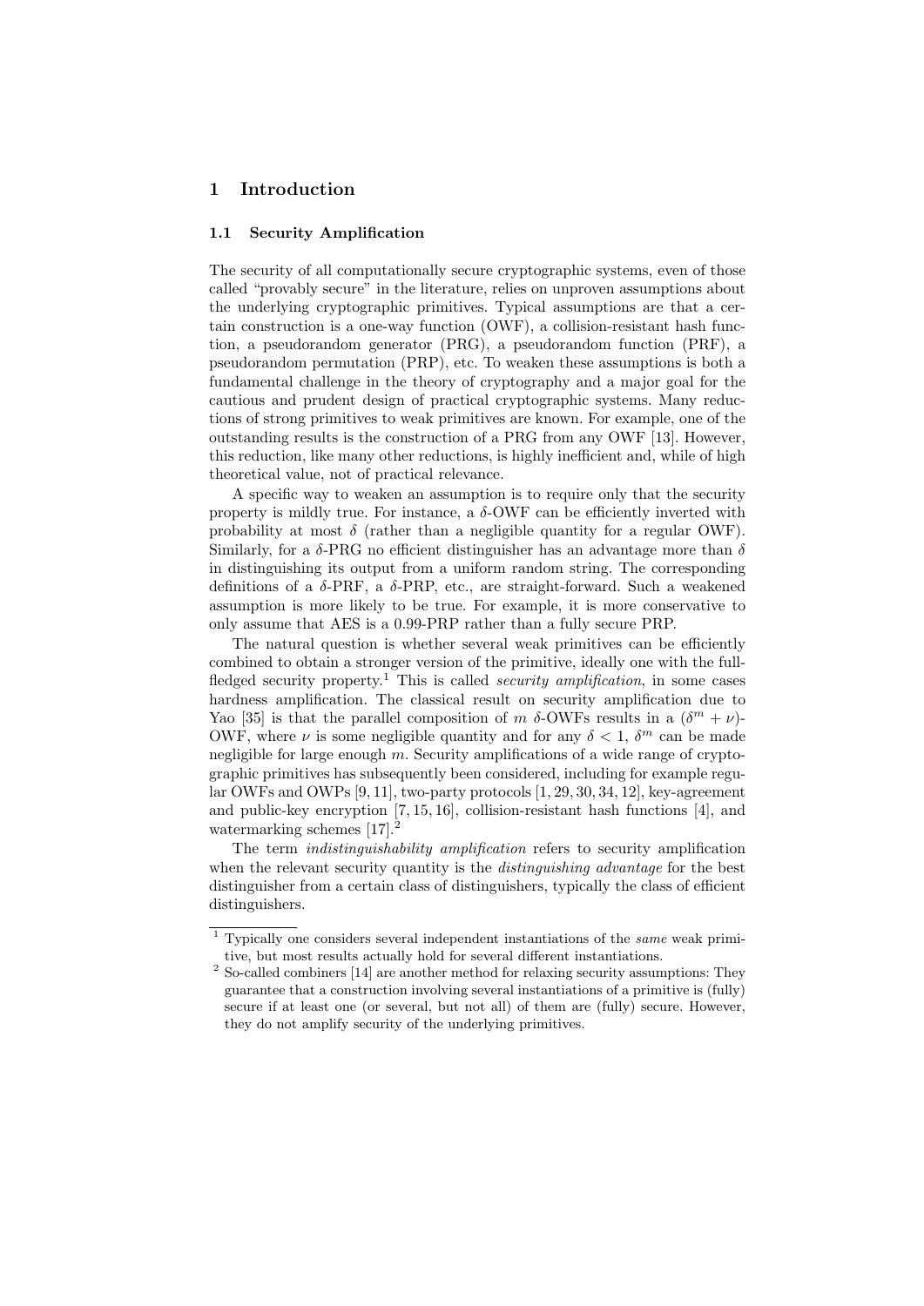# 1 Introduction

## 1.1 Security Amplification

The security of all computationally secure cryptographic systems, even of those called "provably secure" in the literature, relies on unproven assumptions about the underlying cryptographic primitives. Typical assumptions are that a certain construction is a one-way function (OWF), a collision-resistant hash function, a pseudorandom generator (PRG), a pseudorandom function (PRF), a pseudorandom permutation (PRP), etc. To weaken these assumptions is both a fundamental challenge in the theory of cryptography and a major goal for the cautious and prudent design of practical cryptographic systems. Many reductions of strong primitives to weak primitives are known. For example, one of the outstanding results is the construction of a PRG from any OWF [13]. However, this reduction, like many other reductions, is highly inefficient and, while of high theoretical value, not of practical relevance.

A specific way to weaken an assumption is to require only that the security property is mildly true. For instance, a $\delta$-OWF can be efficiently inverted with probability at most $\delta$ (rather than a negligible quantity for a regular OWF). Similarly, for a $\delta$-PRG no efficient distinguisher has an advantage more than $\delta$ in distinguishing its output from a uniform random string. The corresponding definitions of a $\delta$-PRF, a $\delta$-PRP, etc., are straight-forward. Such a weakened assumption is more likely to be true. For example, it is more conservative to only assume that AES is a 0.99-PRP rather than a fully secure PRP.

The natural question is whether several weak primitives can be efficiently combined to obtain a stronger version of the primitive, ideally one with the full-fledged security property.[1] This is called *security amplification*, in some cases hardness amplification. The classical result on security amplification due to Yao [35] is that the parallel composition of $m$ $\delta$-OWFs results in a $(\delta^m + \nu)$-OWF, where $\nu$ is some negligible quantity and for any $\delta < 1$, $\delta^m$ can be made negligible for large enough $m$. Security amplifications of a wide range of cryptographic primitives has subsequently been considered, including for example regular OWFs and OWPs [9, 11], two-party protocols [1, 29, 30, 34, 12], key-agreement and public-key encryption [7, 15, 16], collision-resistant hash functions [4], and watermarking schemes [17].[2]

The term *indistinguishability amplification* refers to security amplification when the relevant security quantity is the *distinguishing advantage* for the best distinguisher from a certain class of distinguishers, typically the class of efficient distinguishers.

---

[1] Typically one considers several independent instantiations of the *same* weak primitive, but most results actually hold for several different instantiations.

[2] So-called combiners [14] are another method for relaxing security assumptions: They guarantee that a construction involving several instantiations of a primitive is (fully) secure if at least one (or several, but not all) of them are (fully) secure. However, they do not amplify security of the underlying primitives.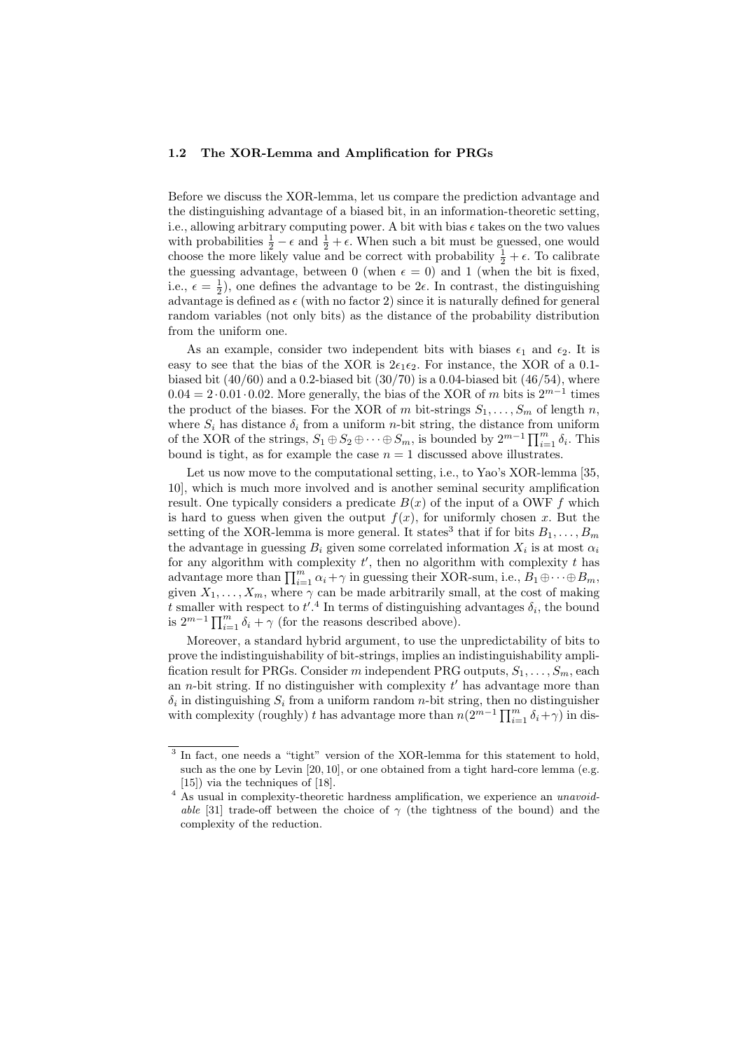### 1.2 The XOR-Lemma and Amplification for PRGs

Before we discuss the XOR-lemma, let us compare the prediction advantage and the distinguishing advantage of a biased bit, in an information-theoretic setting, i.e., allowing arbitrary computing power. A bit with bias $\epsilon$ takes on the two values with probabilities $\frac{1}{2} - \epsilon$ and $\frac{1}{2} + \epsilon$. When such a bit must be guessed, one would choose the more likely value and be correct with probability $\frac{1}{2} + \epsilon$. To calibrate the guessing advantage, between 0 (when $\epsilon = 0$) and 1 (when the bit is fixed, i.e., $\epsilon = \frac{1}{2}$), one defines the advantage to be $2\epsilon$. In contrast, the distinguishing advantage is defined as $\epsilon$ (with no factor 2) since it is naturally defined for general random variables (not only bits) as the distance of the probability distribution from the uniform one.

As an example, consider two independent bits with biases $\epsilon_1$ and $\epsilon_2$. It is easy to see that the bias of the XOR is $2\epsilon_1\epsilon_2$. For instance, the XOR of a 0.1-biased bit (40/60) and a 0.2-biased bit (30/70) is a 0.04-biased bit (46/54), where $0.04 = 2 \cdot 0.01 \cdot 0.02$. More generally, the bias of the XOR of $m$ bits is $2^{m-1}$ times the product of the biases. For the XOR of $m$ bit-strings $S_1, \ldots, S_m$ of length $n$, where $S_i$ has distance $\delta_i$ from a uniform $n$-bit string, the distance from uniform of the XOR of the strings, $S_1 \oplus S_2 \oplus \cdots \oplus S_m$, is bounded by $2^{m-1} \prod_{i=1}^m \delta_i$. This bound is tight, as for example the case $n = 1$ discussed above illustrates.

Let us now move to the computational setting, i.e., to Yao's XOR-lemma [35, 10], which is much more involved and is another seminal security amplification result. One typically considers a predicate $B(x)$ of the input of a OWF $f$ which is hard to guess when given the output $f(x)$, for uniformly chosen $x$. But the setting of the XOR-lemma is more general. It states[3] that if for bits $B_1, \ldots, B_m$ the advantage in guessing $B_i$ given some correlated information $X_i$ is at most $\alpha_i$ for any algorithm with complexity $t'$, then no algorithm with complexity $t$ has advantage more than $\prod_{i=1}^m \alpha_i + \gamma$ in guessing their XOR-sum, i.e., $B_1 \oplus \cdots \oplus B_m$, given $X_1, \ldots, X_m$, where $\gamma$ can be made arbitrarily small, at the cost of making $t$ smaller with respect to $t'$.[4] In terms of distinguishing advantages $\delta_i$, the bound is $2^{m-1} \prod_{i=1}^m \delta_i + \gamma$ (for the reasons described above).

Moreover, a standard hybrid argument, to use the unpredictability of bits to prove the indistinguishability of bit-strings, implies an indistinguishability amplification result for PRGs. Consider $m$ independent PRG outputs, $S_1, \ldots, S_m$, each an $n$-bit string. If no distinguisher with complexity $t'$ has advantage more than $\delta_i$ in distinguishing $S_i$ from a uniform random $n$-bit string, then no distinguisher with complexity (roughly) $t$ has advantage more than $n(2^{m-1} \prod_{i=1}^m \delta_i + \gamma)$ in dis-

---

[3] In fact, one needs a "tight" version of the XOR-lemma for this statement to hold, such as the one by Levin [20, 10], or one obtained from a tight hard-core lemma (e.g. [15]) via the techniques of [18].

[4] As usual in complexity-theoretic hardness amplification, we experience an *unavoidable* [31] trade-off between the choice of $\gamma$ (the tightness of the bound) and the complexity of the reduction.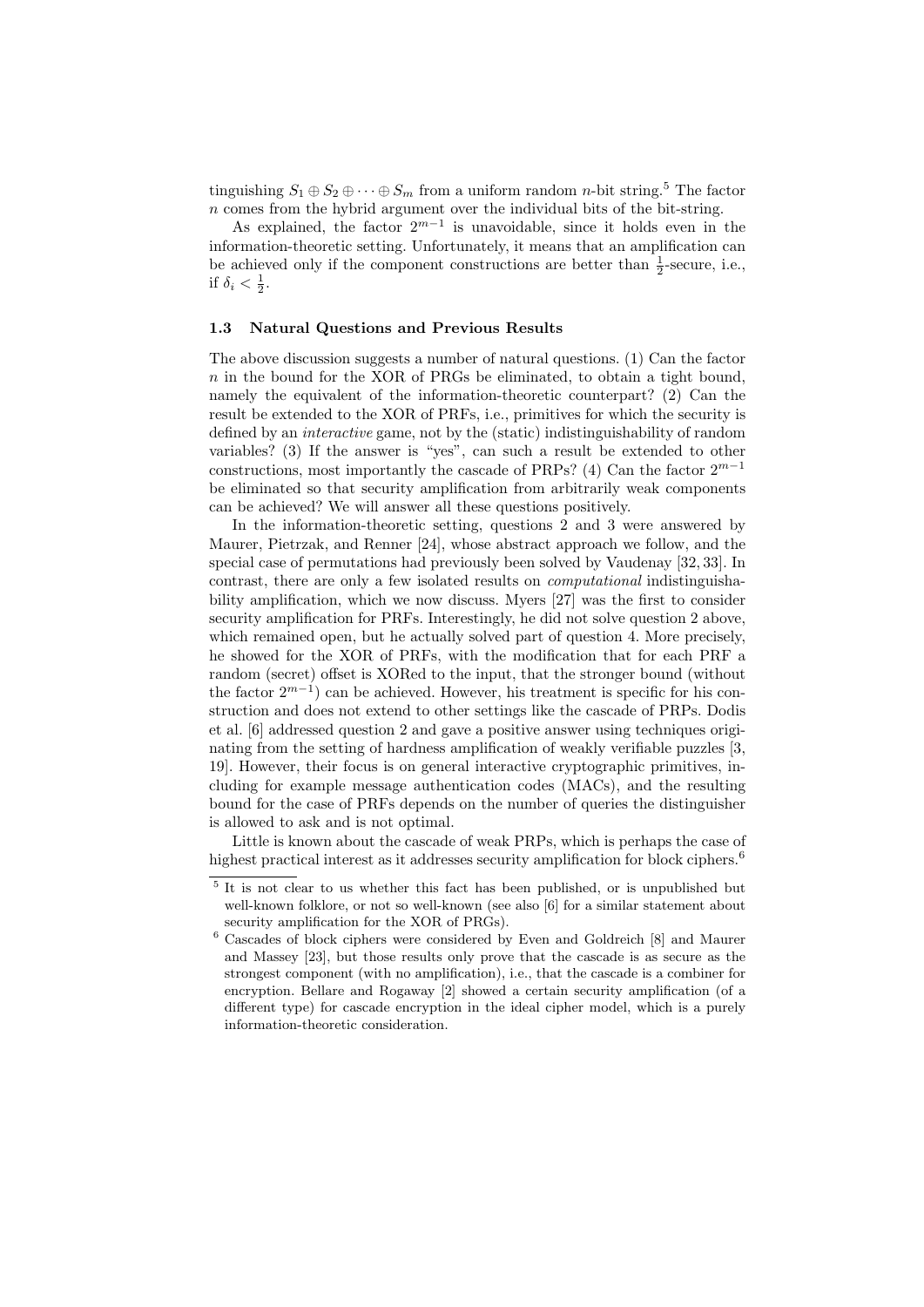tinguishing $S_1 \oplus S_2 \oplus \cdots \oplus S_m$ from a uniform random $n$-bit string.[5] The factor $n$ comes from the hybrid argument over the individual bits of the bit-string.

As explained, the factor $2^{m-1}$ is unavoidable, since it holds even in the information-theoretic setting. Unfortunately, it means that an amplification can be achieved only if the component constructions are better than $\frac{1}{2}$-secure, i.e., if $\delta_i < \frac{1}{2}$.

### 1.3 Natural Questions and Previous Results

The above discussion suggests a number of natural questions. (1) Can the factor $n$ in the bound for the XOR of PRGs be eliminated, to obtain a tight bound, namely the equivalent of the information-theoretic counterpart? (2) Can the result be extended to the XOR of PRFs, i.e., primitives for which the security is defined by an *interactive* game, not by the (static) indistinguishability of random variables? (3) If the answer is "yes", can such a result be extended to other constructions, most importantly the cascade of PRPs? (4) Can the factor $2^{m-1}$ be eliminated so that security amplification from arbitrarily weak components can be achieved? We will answer all these questions positively.

In the information-theoretic setting, questions 2 and 3 were answered by Maurer, Pietrzak, and Renner [24], whose abstract approach we follow, and the special case of permutations had previously been solved by Vaudenay [32, 33]. In contrast, there are only a few isolated results on *computational* indistinguishability amplification, which we now discuss. Myers [27] was the first to consider security amplification for PRFs. Interestingly, he did not solve question 2 above, which remained open, but he actually solved part of question 4. More precisely, he showed for the XOR of PRFs, with the modification that for each PRF a random (secret) offset is XORed to the input, that the stronger bound (without the factor $2^{m-1}$) can be achieved. However, his treatment is specific for his construction and does not extend to other settings like the cascade of PRPs. Dodis et al. [6] addressed question 2 and gave a positive answer using techniques originating from the setting of hardness amplification of weakly verifiable puzzles [3, 19]. However, their focus is on general interactive cryptographic primitives, including for example message authentication codes (MACs), and the resulting bound for the case of PRFs depends on the number of queries the distinguisher is allowed to ask and is not optimal.

Little is known about the cascade of weak PRPs, which is perhaps the case of highest practical interest as it addresses security amplification for block ciphers.[6]

---

[5] It is not clear to us whether this fact has been published, or is unpublished but well-known folklore, or not so well-known (see also [6] for a similar statement about security amplification for the XOR of PRGs).

[6] Cascades of block ciphers were considered by Even and Goldreich [8] and Maurer and Massey [23], but those results only prove that the cascade is as secure as the strongest component (with no amplification), i.e., that the cascade is a combiner for encryption. Bellare and Rogaway [2] showed a certain security amplification (of a different type) for cascade encryption in the ideal cipher model, which is a purely information-theoretic consideration.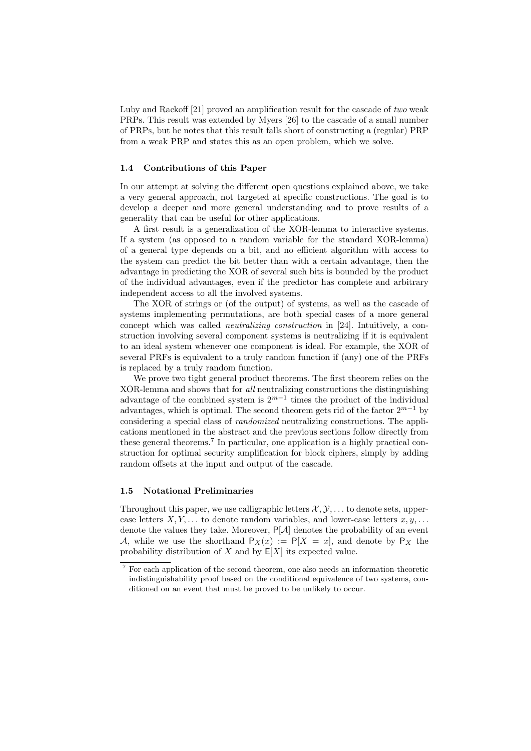Luby and Rackoff [21] proved an amplification result for the cascade of *two* weak PRPs. This result was extended by Myers [26] to the cascade of a small number of PRPs, but he notes that this result falls short of constructing a (regular) PRP from a weak PRP and states this as an open problem, which we solve.

### 1.4 Contributions of this Paper

In our attempt at solving the different open questions explained above, we take a very general approach, not targeted at specific constructions. The goal is to develop a deeper and more general understanding and to prove results of a generality that can be useful for other applications.

A first result is a generalization of the XOR-lemma to interactive systems. If a system (as opposed to a random variable for the standard XOR-lemma) of a general type depends on a bit, and no efficient algorithm with access to the system can predict the bit better than with a certain advantage, then the advantage in predicting the XOR of several such bits is bounded by the product of the individual advantages, even if the predictor has complete and arbitrary independent access to all the involved systems.

The XOR of strings or (of the output) of systems, as well as the cascade of systems implementing permutations, are both special cases of a more general concept which was called *neutralizing construction* in [24]. Intuitively, a construction involving several component systems is neutralizing if it is equivalent to an ideal system whenever one component is ideal. For example, the XOR of several PRFs is equivalent to a truly random function if (any) one of the PRFs is replaced by a truly random function.

We prove two tight general product theorems. The first theorem relies on the XOR-lemma and shows that for *all* neutralizing constructions the distinguishing advantage of the combined system is $2^{m-1}$ times the product of the individual advantages, which is optimal. The second theorem gets rid of the factor $2^{m-1}$ by considering a special class of *randomized* neutralizing constructions. The applications mentioned in the abstract and the previous sections follow directly from these general theorems.[7] In particular, one application is a highly practical construction for optimal security amplification for block ciphers, simply by adding random offsets at the input and output of the cascade.

### 1.5 Notational Preliminaries

Throughout this paper, we use calligraphic letters $\mathcal{X}, \mathcal{Y}, \dots$ to denote sets, upper-case letters $X, Y, \dots$ to denote random variables, and lower-case letters $x, y, \dots$ denote the values they take. Moreover, $\mathsf{P}[\mathcal{A}]$ denotes the probability of an event $\mathcal{A}$, while we use the shorthand $\mathsf{P}_X(x) := \mathsf{P}[X = x]$, and denote by $\mathsf{P}_X$ the probability distribution of $X$ and by $\mathsf{E}[X]$ its expected value.

[7] For each application of the second theorem, one also needs an information-theoretic indistinguishability proof based on the conditional equivalence of two systems, conditioned on an event that must be proved to be unlikely to occur.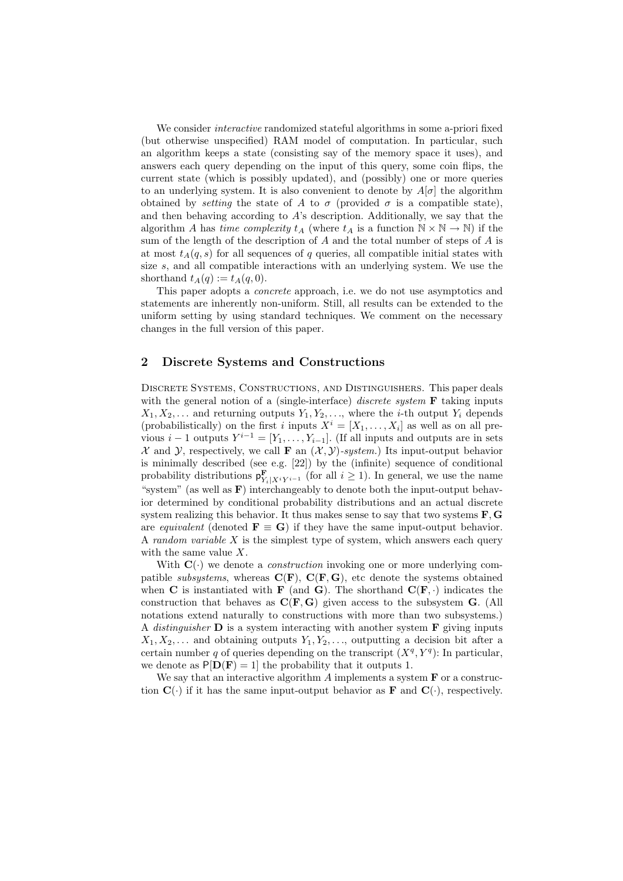We consider *interactive* randomized stateful algorithms in some a-priori fixed (but otherwise unspecified) RAM model of computation. In particular, such an algorithm keeps a state (consisting say of the memory space it uses), and answers each query depending on the input of this query, some coin flips, the current state (which is possibly updated), and (possibly) one or more queries to an underlying system. It is also convenient to denote by $A[\sigma]$ the algorithm obtained by *setting* the state of $A$ to $\sigma$ (provided $\sigma$ is a compatible state), and then behaving according to $A$'s description. Additionally, we say that the algorithm $A$ has *time complexity* $t_A$ (where $t_A$ is a function $\mathbb{N} \times \mathbb{N} \to \mathbb{N}$) if the sum of the length of the description of $A$ and the total number of steps of $A$ is at most $t_A(q, s)$ for all sequences of $q$ queries, all compatible initial states with size $s$, and all compatible interactions with an underlying system. We use the shorthand $t_A(q) := t_A(q, 0)$.

This paper adopts a *concrete* approach, i.e. we do not use asymptotics and statements are inherently non-uniform. Still, all results can be extended to the uniform setting by using standard techniques. We comment on the necessary changes in the full version of this paper.

## 2 Discrete Systems and Constructions

Discrete Systems, Constructions, and Distinguishers. This paper deals with the general notion of a (single-interface) *discrete system* $\mathbf{F}$ taking inputs $X_1, X_2, \ldots$ and returning outputs $Y_1, Y_2, \ldots$, where the $i$-th output $Y_i$ depends (probabilistically) on the first $i$ inputs $X^i = [X_1, \ldots, X_i]$ as well as on all previous $i-1$ outputs $Y^{i-1} = [Y_1, \ldots, Y_{i-1}]$. (If all inputs and outputs are in sets $\mathcal{X}$ and $\mathcal{Y}$, respectively, we call $\mathbf{F}$ an $(\mathcal{X}, \mathcal{Y})$*-system*.) Its input-output behavior is minimally described (see e.g. [22]) by the (infinite) sequence of conditional probability distributions $\mathsf{p}^{\mathbf{F}}_{Y_i|X^iY^{i-1}}$ (for all $i \geq 1$). In general, we use the name "system" (as well as $\mathbf{F}$) interchangeably to denote both the input-output behavior determined by conditional probability distributions and an actual discrete system realizing this behavior. It thus makes sense to say that two systems $\mathbf{F}, \mathbf{G}$ are *equivalent* (denoted $\mathbf{F} \equiv \mathbf{G}$) if they have the same input-output behavior. A *random variable* $X$ is the simplest type of system, which answers each query with the same value $X$.

With $\mathbf{C}(\cdot)$ we denote a *construction* invoking one or more underlying compatible *subsystems*, whereas $\mathbf{C}(\mathbf{F})$, $\mathbf{C}(\mathbf{F}, \mathbf{G})$, etc denote the systems obtained when $\mathbf{C}$ is instantiated with $\mathbf{F}$ (and $\mathbf{G}$). The shorthand $\mathbf{C}(\mathbf{F}, \cdot)$ indicates the construction that behaves as $\mathbf{C}(\mathbf{F}, \mathbf{G})$ given access to the subsystem $\mathbf{G}$. (All notations extend naturally to constructions with more than two subsystems.) A *distinguisher* $\mathbf{D}$ is a system interacting with another system $\mathbf{F}$ giving inputs $X_1, X_2, \ldots$ and obtaining outputs $Y_1, Y_2, \ldots$, outputting a decision bit after a certain number $q$ of queries depending on the transcript $(X^q, Y^q)$: In particular, we denote as $\mathsf{P}[\mathbf{D}(\mathbf{F}) = 1]$ the probability that it outputs 1.

We say that an interactive algorithm $A$ implements a system $\mathbf{F}$ or a construction $\mathbf{C}(\cdot)$ if it has the same input-output behavior as $\mathbf{F}$ and $\mathbf{C}(\cdot)$, respectively.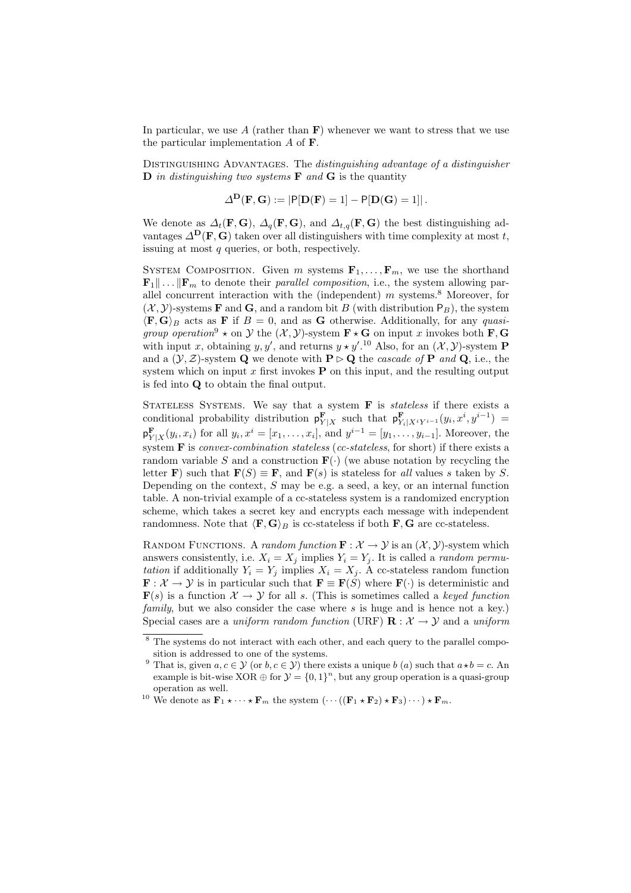In particular, we use $A$ (rather than $\mathbf{F}$) whenever we want to stress that we use the particular implementation $A$ of $\mathbf{F}$.

Distinguishing Advantages. The *distinguishing advantage of a distinguisher* $\mathbf{D}$ *in distinguishing two systems* $\mathbf{F}$ *and* $\mathbf{G}$ is the quantity

$$\Delta^{\mathbf{D}}(\mathbf{F}, \mathbf{G}) := |\mathsf{P}[\mathbf{D}(\mathbf{F}) = 1] - \mathsf{P}[\mathbf{D}(\mathbf{G}) = 1]| .$$

We denote as $\Delta_t(\mathbf{F}, \mathbf{G})$, $\Delta_q(\mathbf{F}, \mathbf{G})$, and $\Delta_{t,q}(\mathbf{F}, \mathbf{G})$ the best distinguishing advantages $\Delta^{\mathbf{D}}(\mathbf{F}, \mathbf{G})$ taken over all distinguishers with time complexity at most $t$, issuing at most $q$ queries, or both, respectively.

System Composition. Given $m$ systems $\mathbf{F}_1, \ldots, \mathbf{F}_m$, we use the shorthand $\mathbf{F}_1 \| \ldots \| \mathbf{F}_m$ to denote their *parallel composition*, i.e., the system allowing parallel concurrent interaction with the (independent) $m$ systems.[8] Moreover, for $(\mathcal{X}, \mathcal{Y})$-systems $\mathbf{F}$ and $\mathbf{G}$, and a random bit $B$ (with distribution $\mathsf{P}_B$), the system $\langle \mathbf{F}, \mathbf{G} \rangle_B$ acts as $\mathbf{F}$ if $B = 0$, and as $\mathbf{G}$ otherwise. Additionally, for any *quasi-group operation*[9] $\star$ on $\mathcal{Y}$ the $(\mathcal{X}, \mathcal{Y})$-system $\mathbf{F} \star \mathbf{G}$ on input $x$ invokes both $\mathbf{F}, \mathbf{G}$ with input $x$, obtaining $y, y'$, and returns $y \star y'$.[10] Also, for an $(\mathcal{X}, \mathcal{Y})$-system $\mathbf{P}$ and a $(\mathcal{Y}, \mathcal{Z})$-system $\mathbf{Q}$ we denote with $\mathbf{P} \rhd \mathbf{Q}$ the *cascade of* $\mathbf{P}$ *and* $\mathbf{Q}$, i.e., the system which on input $x$ first invokes $\mathbf{P}$ on this input, and the resulting output is fed into $\mathbf{Q}$ to obtain the final output.

Stateless Systems. We say that a system $\mathbf{F}$ is *stateless* if there exists a conditional probability distribution $\mathsf{p}^{\mathbf{F}}_{Y|X}$ such that $\mathsf{p}^{\mathbf{F}}_{Y_i|X^iY^{i-1}}(y_i, x^i, y^{i-1}) = \mathsf{p}^{\mathbf{F}}_{Y|X}(y_i, x_i)$ for all $y_i, x^i = [x_1, \ldots, x_i]$, and $y^{i-1} = [y_1, \ldots, y_{i-1}]$. Moreover, the system $\mathbf{F}$ is *convex-combination stateless* (*cc-stateless*, for short) if there exists a random variable $S$ and a construction $\mathbf{F}(\cdot)$ (we abuse notation by recycling the letter $\mathbf{F}$) such that $\mathbf{F}(S) \equiv \mathbf{F}$, and $\mathbf{F}(s)$ is stateless for *all* values $s$ taken by $S$. Depending on the context, $S$ may be e.g. a seed, a key, or an internal function table. A non-trivial example of a cc-stateless system is a randomized encryption scheme, which takes a secret key and encrypts each message with independent randomness. Note that $\langle \mathbf{F}, \mathbf{G} \rangle_B$ is cc-stateless if both $\mathbf{F}, \mathbf{G}$ are cc-stateless.

Random Functions. A *random function* $\mathbf{F} : \mathcal{X} \to \mathcal{Y}$ is an $(\mathcal{X}, \mathcal{Y})$-system which answers consistently, i.e. $X_i = X_j$ implies $Y_i = Y_j$. It is called a *random permutation* if additionally $Y_i = Y_j$ implies $X_i = X_j$. A cc-stateless random function $\mathbf{F} : \mathcal{X} \to \mathcal{Y}$ is in particular such that $\mathbf{F} \equiv \mathbf{F}(S)$ where $\mathbf{F}(\cdot)$ is deterministic and $\mathbf{F}(s)$ is a function $\mathcal{X} \to \mathcal{Y}$ for all $s$. (This is sometimes called a *keyed function family*, but we also consider the case where $s$ is huge and is hence not a key.) Special cases are a *uniform random function* (URF) $\mathbf{R} : \mathcal{X} \to \mathcal{Y}$ and a *uniform*

---

[8] The systems do not interact with each other, and each query to the parallel composition is addressed to one of the systems.

[9] That is, given $a, c \in \mathcal{Y}$ (or $b, c \in \mathcal{Y}$) there exists a unique $b$ ($a$) such that $a \star b = c$. An example is bit-wise XOR $\oplus$ for $\mathcal{Y} = \{0, 1\}^n$, but any group operation is a quasi-group operation as well.

[10] We denote as $\mathbf{F}_1 \star \cdots \star \mathbf{F}_m$ the system $(\cdots((\mathbf{F}_1 \star \mathbf{F}_2) \star \mathbf{F}_3) \cdots) \star \mathbf{F}_m$.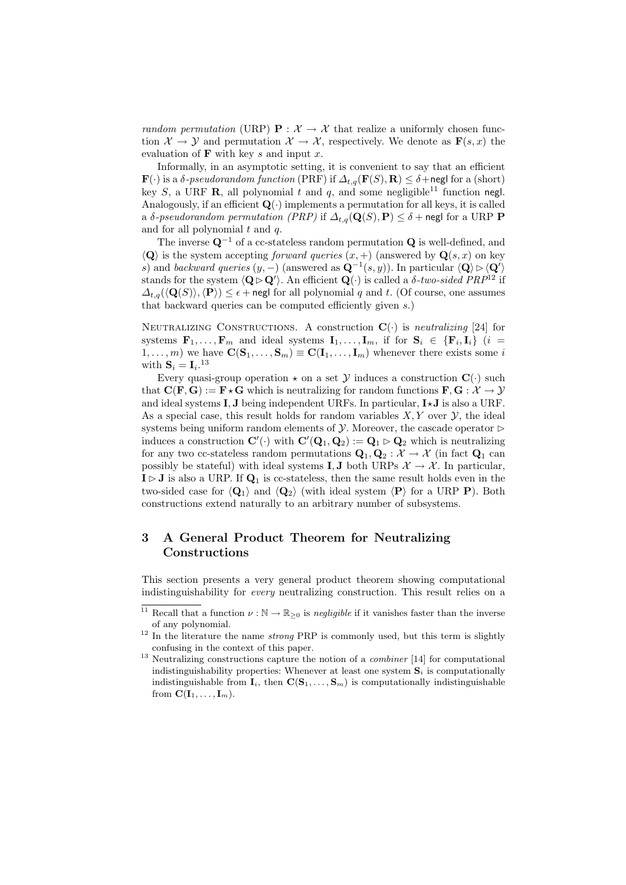*random permutation* (URP) $\mathbf{P} : \mathcal{X} \to \mathcal{X}$ that realize a uniformly chosen function $\mathcal{X} \to \mathcal{Y}$ and permutation $\mathcal{X} \to \mathcal{X}$, respectively. We denote as $\mathbf{F}(s, x)$ the evaluation of $\mathbf{F}$ with key $s$ and input $x$.

Informally, in an asymptotic setting, it is convenient to say that an efficient $\mathbf{F}(\cdot)$ is a $\delta$-*pseudorandom function* (PRF) if $\Delta_{t,q}(\mathbf{F}(S), \mathbf{R}) \leq \delta + \mathsf{negl}$ for a (short) key $S$, a URF $\mathbf{R}$, all polynomial $t$ and $q$, and some negligible[11] function $\mathsf{negl}$. Analogously, if an efficient $\mathbf{Q}(\cdot)$ implements a permutation for all keys, it is called a $\delta$-*pseudorandom permutation (PRP)* if $\Delta_{t,q}(\mathbf{Q}(S), \mathbf{P}) \leq \delta + \mathsf{negl}$ for a URP $\mathbf{P}$ and for all polynomial $t$ and $q$.

The inverse $\mathbf{Q}^{-1}$ of a cc-stateless random permutation $\mathbf{Q}$ is well-defined, and $\langle \mathbf{Q} \rangle$ is the system accepting *forward queries* $(x, +)$ (answered by $\mathbf{Q}(s, x)$ on key $s$) and *backward queries* $(y, -)$ (answered as $\mathbf{Q}^{-1}(s, y)$). In particular $\langle \mathbf{Q} \rangle \rhd \langle \mathbf{Q}' \rangle$ stands for the system $\langle \mathbf{Q} \rhd \mathbf{Q}' \rangle$. An efficient $\mathbf{Q}(\cdot)$ is called a $\delta$-*two-sided PRP*[12] if $\Delta_{t,q}(\langle \mathbf{Q}(S) \rangle, \langle \mathbf{P} \rangle) \leq \epsilon + \mathsf{negl}$ for all polynomial $q$ and $t$. (Of course, one assumes that backward queries can be computed efficiently given $s$.)

Neutralizing Constructions. A construction $\mathbf{C}(\cdot)$ is *neutralizing* [24] for systems $\mathbf{F}_1, \ldots, \mathbf{F}_m$ and ideal systems $\mathbf{I}_1, \ldots, \mathbf{I}_m$, if for $\mathbf{S}_i \in \{\mathbf{F}_i, \mathbf{I}_i\}$ $(i = 1, \ldots, m)$ we have $\mathbf{C}(\mathbf{S}_1, \ldots, \mathbf{S}_m) \equiv \mathbf{C}(\mathbf{I}_1, \ldots, \mathbf{I}_m)$ whenever there exists some $i$ with $\mathbf{S}_i = \mathbf{I}_i$.[13]

Every quasi-group operation $\star$ on a set $\mathcal{Y}$ induces a construction $\mathbf{C}(\cdot)$ such that $\mathbf{C}(\mathbf{F}, \mathbf{G}) := \mathbf{F} \star \mathbf{G}$ which is neutralizing for random functions $\mathbf{F}, \mathbf{G} : \mathcal{X} \to \mathcal{Y}$ and ideal systems $\mathbf{I}, \mathbf{J}$ being independent URFs. In particular, $\mathbf{I} \star \mathbf{J}$ is also a URF. As a special case, this result holds for random variables $X, Y$ over $\mathcal{Y}$, the ideal systems being uniform random elements of $\mathcal{Y}$. Moreover, the cascade operator $\rhd$ induces a construction $\mathbf{C}'(\cdot)$ with $\mathbf{C}'(\mathbf{Q}_1, \mathbf{Q}_2) := \mathbf{Q}_1 \rhd \mathbf{Q}_2$ which is neutralizing for any two cc-stateless random permutations $\mathbf{Q}_1, \mathbf{Q}_2 : \mathcal{X} \to \mathcal{X}$ (in fact $\mathbf{Q}_1$ can possibly be stateful) with ideal systems $\mathbf{I}, \mathbf{J}$ both URPs $\mathcal{X} \to \mathcal{X}$. In particular, $\mathbf{I} \rhd \mathbf{J}$ is also a URP. If $\mathbf{Q}_1$ is cc-stateless, then the same result holds even in the two-sided case for $\langle \mathbf{Q}_1 \rangle$ and $\langle \mathbf{Q}_2 \rangle$ (with ideal system $\langle \mathbf{P} \rangle$ for a URP $\mathbf{P}$). Both constructions extend naturally to an arbitrary number of subsystems.

## 3 A General Product Theorem for Neutralizing Constructions

This section presents a very general product theorem showing computational indistinguishability for *every* neutralizing construction. This result relies on a

[11] Recall that a function $\nu : \mathbb{N} \to \mathbb{R}_{\geq 0}$ is *negligible* if it vanishes faster than the inverse of any polynomial.

[12] In the literature the name *strong* PRP is commonly used, but this term is slightly confusing in the context of this paper.

[13] Neutralizing constructions capture the notion of a *combiner* [14] for computational indistinguishability properties: Whenever at least one system $\mathbf{S}_i$ is computationally indistinguishable from $\mathbf{I}_i$, then $\mathbf{C}(\mathbf{S}_1, \ldots, \mathbf{S}_m)$ is computationally indistinguishable from $\mathbf{C}(\mathbf{I}_1, \ldots, \mathbf{I}_m)$.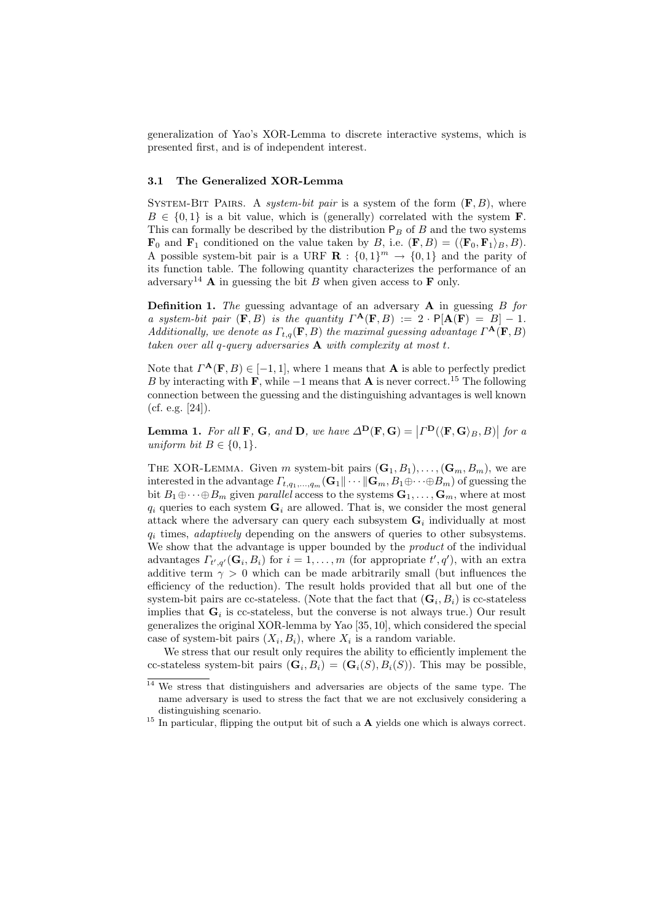generalization of Yao's XOR-Lemma to discrete interactive systems, which is presented first, and is of independent interest.

### 3.1 The Generalized XOR-Lemma

System-Bit Pairs. A *system-bit pair* is a system of the form $(\mathbf{F}, B)$, where $B \in \{0,1\}$ is a bit value, which is (generally) correlated with the system $\mathbf{F}$. This can formally be described by the distribution $\mathsf{P}_B$ of $B$ and the two systems $\mathbf{F}_0$ and $\mathbf{F}_1$ conditioned on the value taken by $B$, i.e. $(\mathbf{F}, B) = (\langle \mathbf{F}_0, \mathbf{F}_1 \rangle_B, B)$. A possible system-bit pair is a URF $\mathbf{R} : \{0,1\}^m \to \{0,1\}$ and the parity of its function table. The following quantity characterizes the performance of an adversary[14] $\mathbf{A}$ in guessing the bit $B$ when given access to $\mathbf{F}$ only.

**Definition 1.** *The* guessing advantage *of an adversary* $\mathbf{A}$ *in guessing* $B$ *for a system-bit pair* $(\mathbf{F}, B)$ *is the quantity* $\Gamma^{\mathbf{A}}(\mathbf{F}, B) := 2 \cdot \mathsf{P}[\mathbf{A}(\mathbf{F}) = B] - 1$. *Additionally, we denote as* $\Gamma_{t,q}(\mathbf{F}, B)$ *the maximal guessing advantage* $\Gamma^{\mathbf{A}}(\mathbf{F}, B)$ *taken over all* $q$*-query adversaries* $\mathbf{A}$ *with complexity at most* $t$.

Note that $\Gamma^{\mathbf{A}}(\mathbf{F}, B) \in [-1, 1]$, where 1 means that $\mathbf{A}$ is able to perfectly predict $B$ by interacting with $\mathbf{F}$, while $-1$ means that $\mathbf{A}$ is never correct.[15] The following connection between the guessing and the distinguishing advantages is well known (cf. e.g. [24]).

**Lemma 1.** *For all* $\mathbf{F}$*,* $\mathbf{G}$*, and* $\mathbf{D}$*, we have* $\Delta^{\mathbf{D}}(\mathbf{F}, \mathbf{G}) = \left|\Gamma^{\mathbf{D}}(\langle \mathbf{F}, \mathbf{G} \rangle_B, B)\right|$ *for a uniform bit* $B \in \{0,1\}$.

The XOR-Lemma. Given $m$ system-bit pairs $(\mathbf{G}_1, B_1), \ldots, (\mathbf{G}_m, B_m)$, we are interested in the advantage $\Gamma_{t,q_1,\ldots,q_m}(\mathbf{G}_1 \| \cdots \| \mathbf{G}_m, B_1 \oplus \cdots \oplus B_m)$ of guessing the bit $B_1 \oplus \cdots \oplus B_m$ given *parallel* access to the systems $\mathbf{G}_1, \ldots, \mathbf{G}_m$, where at most $q_i$ queries to each system $\mathbf{G}_i$ are allowed. That is, we consider the most general attack where the adversary can query each subsystem $\mathbf{G}_i$ individually at most $q_i$ times, *adaptively* depending on the answers of queries to other subsystems. We show that the advantage is upper bounded by the *product* of the individual advantages $\Gamma_{t',q'}(\mathbf{G}_i, B_i)$ for $i = 1, \ldots, m$ (for appropriate $t', q'$), with an extra additive term $\gamma > 0$ which can be made arbitrarily small (but influences the efficiency of the reduction). The result holds provided that all but one of the system-bit pairs are cc-stateless. (Note that the fact that $(\mathbf{G}_i, B_i)$ is cc-stateless implies that $\mathbf{G}_i$ is cc-stateless, but the converse is not always true.) Our result generalizes the original XOR-lemma by Yao [35, 10], which considered the special case of system-bit pairs $(X_i, B_i)$, where $X_i$ is a random variable.

We stress that our result only requires the ability to efficiently implement the cc-stateless system-bit pairs $(\mathbf{G}_i, B_i) = (\mathbf{G}_i(S), B_i(S))$. This may be possible,

---

[14] We stress that distinguishers and adversaries are objects of the same type. The name adversary is used to stress the fact that we are not exclusively considering a distinguishing scenario.

[15] In particular, flipping the output bit of such a $\mathbf{A}$ yields one which is always correct.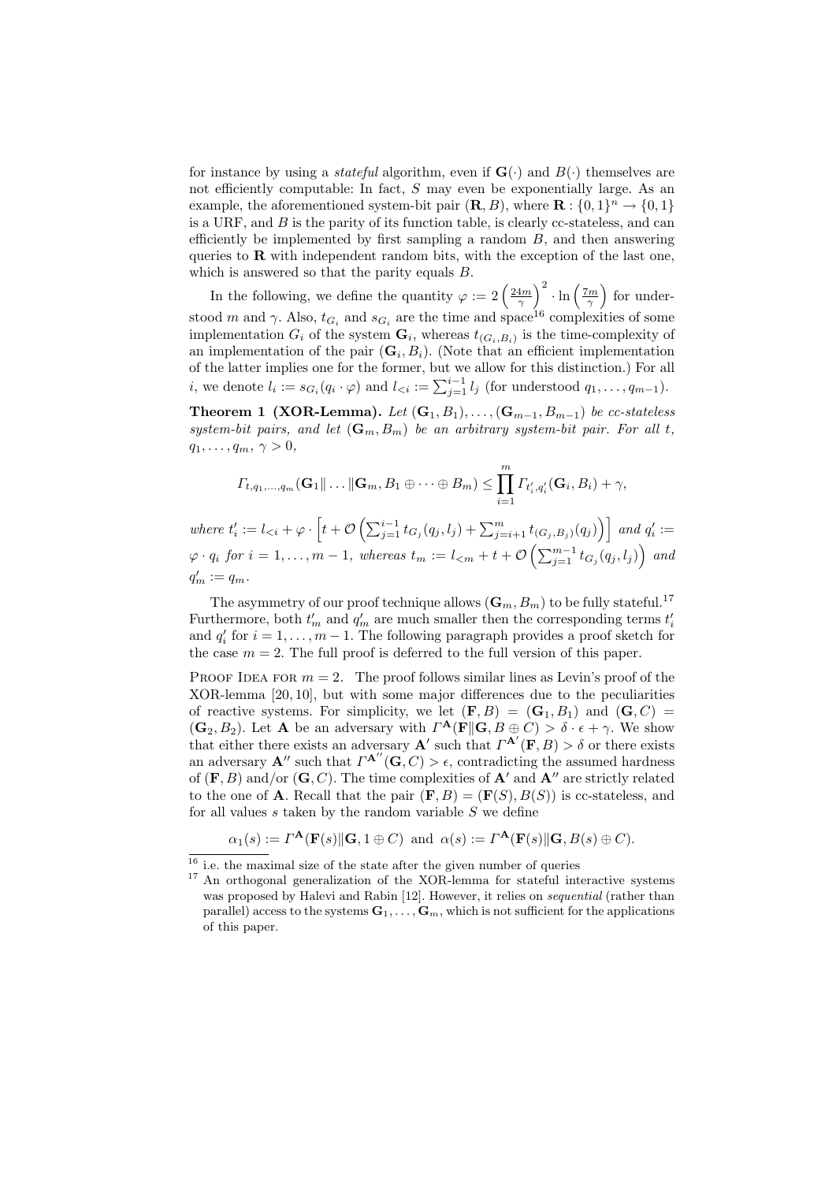for instance by using a *stateful* algorithm, even if $\mathbf{G}(\cdot)$ and $B(\cdot)$ themselves are not efficiently computable: In fact, $S$ may even be exponentially large. As an example, the aforementioned system-bit pair $(\mathbf{R}, B)$, where $\mathbf{R} : \{0,1\}^n \to \{0,1\}$ is a URF, and $B$ is the parity of its function table, is clearly cc-stateless, and can efficiently be implemented by first sampling a random $B$, and then answering queries to $\mathbf{R}$ with independent random bits, with the exception of the last one, which is answered so that the parity equals $B$.

In the following, we define the quantity $\varphi := 2\left(\frac{24m}{\gamma}\right)^2 \cdot \ln\left(\frac{7m}{\gamma}\right)$ for understood $m$ and $\gamma$. Also, $t_{G_i}$ and $s_{G_i}$ are the time and space[16] complexities of some implementation $G_i$ of the system $\mathbf{G}_i$, whereas $t_{(G_i,B_i)}$ is the time-complexity of an implementation of the pair $(\mathbf{G}_i, B_i)$. (Note that an efficient implementation of the latter implies one for the former, but we allow for this distinction.) For all $i$, we denote $l_i := s_{G_i}(q_i \cdot \varphi)$ and $l_{<i} := \sum_{j=1}^{i-1} l_j$ (for understood $q_1, \ldots, q_{m-1}$).

**Theorem 1 (XOR-Lemma).** *Let $(\mathbf{G}_1, B_1), \ldots, (\mathbf{G}_{m-1}, B_{m-1})$ be cc-stateless system-bit pairs, and let $(\mathbf{G}_m, B_m)$ be an arbitrary system-bit pair. For all $t$, $q_1, \ldots, q_m$, $\gamma > 0$,*

$$\Gamma_{t,q_1,\ldots,q_m}(\mathbf{G}_1\|\ldots\|\mathbf{G}_m, B_1 \oplus \cdots \oplus B_m) \leq \prod_{i=1}^{m} \Gamma_{t'_i,q'_i}(\mathbf{G}_i, B_i) + \gamma,$$

*where $t'_i := l_{<i} + \varphi \cdot \left[t + \mathcal{O}\left(\sum_{j=1}^{i-1} t_{G_j}(q_j, l_j) + \sum_{j=i+1}^{m} t_{(G_j,B_j)}(q_j)\right)\right]$ and $q'_i := \varphi \cdot q_i$ for $i = 1, \ldots, m-1$, whereas $t_m := l_{<m} + t + \mathcal{O}\left(\sum_{j=1}^{m-1} t_{G_j}(q_j, l_j)\right)$ and $q'_m := q_m$.*

The asymmetry of our proof technique allows $(\mathbf{G}_m, B_m)$ to be fully stateful.[17] Furthermore, both $t'_m$ and $q'_m$ are much smaller then the corresponding terms $t'_i$ and $q'_i$ for $i = 1, \ldots, m-1$. The following paragraph provides a proof sketch for the case $m = 2$. The full proof is deferred to the full version of this paper.

Proof Idea for $m = 2$. The proof follows similar lines as Levin's proof of the XOR-lemma [20, 10], but with some major differences due to the peculiarities of reactive systems. For simplicity, we let $(\mathbf{F}, B) = (\mathbf{G}_1, B_1)$ and $(\mathbf{G}, C) = (\mathbf{G}_2, B_2)$. Let $\mathbf{A}$ be an adversary with $\Gamma^{\mathbf{A}}(\mathbf{F}\|\mathbf{G}, B \oplus C) > \delta \cdot \epsilon + \gamma$. We show that either there exists an adversary $\mathbf{A}'$ such that $\Gamma^{\mathbf{A}'}(\mathbf{F}, B) > \delta$ or there exists an adversary $\mathbf{A}''$ such that $\Gamma^{\mathbf{A}''}(\mathbf{G}, C) > \epsilon$, contradicting the assumed hardness of $(\mathbf{F}, B)$ and/or $(\mathbf{G}, C)$. The time complexities of $\mathbf{A}'$ and $\mathbf{A}''$ are strictly related to the one of $\mathbf{A}$. Recall that the pair $(\mathbf{F}, B) = (\mathbf{F}(S), B(S))$ is cc-stateless, and for all values $s$ taken by the random variable $S$ we define

$$\alpha_1(s) := \Gamma^{\mathbf{A}}(\mathbf{F}(s)\|\mathbf{G}, 1 \oplus C) \text{ and } \alpha(s) := \Gamma^{\mathbf{A}}(\mathbf{F}(s)\|\mathbf{G}, B(s) \oplus C).$$

[16] i.e. the maximal size of the state after the given number of queries

[17] An orthogonal generalization of the XOR-lemma for stateful interactive systems was proposed by Halevi and Rabin [12]. However, it relies on *sequential* (rather than parallel) access to the systems $\mathbf{G}_1, \ldots, \mathbf{G}_m$, which is not sufficient for the applications of this paper.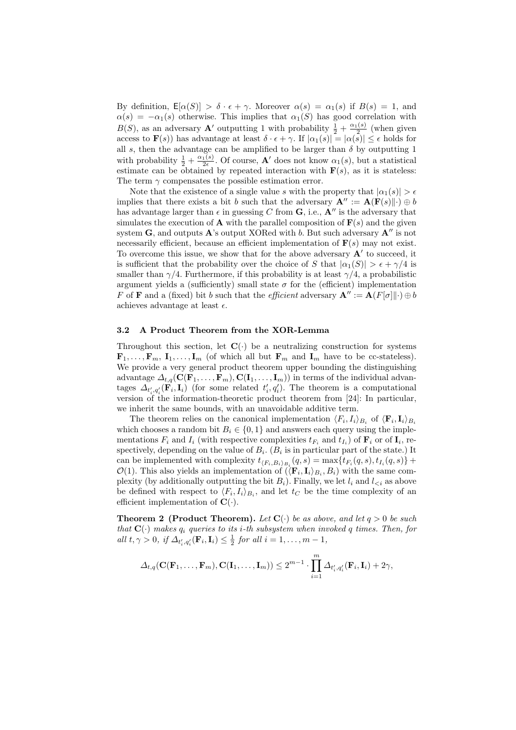By definition, $\mathsf{E}[\alpha(S)] > \delta \cdot \epsilon + \gamma$. Moreover $\alpha(s) = \alpha_1(s)$ if $B(s) = 1$, and $\alpha(s) = -\alpha_1(s)$ otherwise. This implies that $\alpha_1(S)$ has good correlation with $B(S)$, as an adversary $\mathbf{A}'$ outputting 1 with probability $\frac{1}{2} + \frac{\alpha_1(s)}{2}$ (when given access to $\mathbf{F}(s)$) has advantage at least $\delta \cdot \epsilon + \gamma$. If $|\alpha_1(s)| = |\alpha(s)| \leq \epsilon$ holds for all $s$, then the advantage can be amplified to be larger than $\delta$ by outputting 1 with probability $\frac{1}{2} + \frac{\alpha_1(s)}{2\epsilon}$. Of course, $\mathbf{A}'$ does not know $\alpha_1(s)$, but a statistical estimate can be obtained by repeated interaction with $\mathbf{F}(s)$, as it is stateless: The term $\gamma$ compensates the possible estimation error.

Note that the existence of a single value $s$ with the property that $|\alpha_1(s)| > \epsilon$ implies that there exists a bit $b$ such that the adversary $\mathbf{A}'' := \mathbf{A}(\mathbf{F}(s)\|\cdot) \oplus b$ has advantage larger than $\epsilon$ in guessing $C$ from $\mathbf{G}$, i.e., $\mathbf{A}''$ is the adversary that simulates the execution of $\mathbf{A}$ with the parallel composition of $\mathbf{F}(s)$ and the given system $\mathbf{G}$, and outputs $\mathbf{A}$'s output XORed with $b$. But such adversary $\mathbf{A}''$ is not necessarily efficient, because an efficient implementation of $\mathbf{F}(s)$ may not exist. To overcome this issue, we show that for the above adversary $\mathbf{A}'$ to succeed, it is sufficient that the probability over the choice of $S$ that $|\alpha_1(S)| > \epsilon + \gamma/4$ is smaller than $\gamma/4$. Furthermore, if this probability is at least $\gamma/4$, a probabilistic argument yields a (sufficiently) small state $\sigma$ for the (efficient) implementation $F$ of $\mathbf{F}$ and a (fixed) bit $b$ such that the *efficient* adversary $\mathbf{A}'' := \mathbf{A}(F[\sigma]\|\cdot) \oplus b$ achieves advantage at least $\epsilon$.

### 3.2 A Product Theorem from the XOR-Lemma

Throughout this section, let $\mathbf{C}(\cdot)$ be a neutralizing construction for systems $\mathbf{F}_1, \ldots, \mathbf{F}_m$, $\mathbf{I}_1, \ldots, \mathbf{I}_m$ (of which all but $\mathbf{F}_m$ and $\mathbf{I}_m$ have to be cc-stateless). We provide a very general product theorem upper bounding the distinguishing advantage $\Delta_{t,q}(\mathbf{C}(\mathbf{F}_1, \ldots, \mathbf{F}_m), \mathbf{C}(\mathbf{I}_1, \ldots, \mathbf{I}_m))$ in terms of the individual advantages $\Delta_{t'_i,q'_i}(\mathbf{F}_i, \mathbf{I}_i)$ (for some related $t'_i, q'_i$). The theorem is a computational version of the information-theoretic product theorem from [24]: In particular, we inherit the same bounds, with an unavoidable additive term.

The theorem relies on the canonical implementation $\langle F_i, I_i \rangle_{B_i}$ of $\langle \mathbf{F}_i, \mathbf{I}_i \rangle_{B_i}$ which chooses a random bit $B_i \in \{0,1\}$ and answers each query using the implementations $F_i$ and $I_i$ (with respective complexities $t_{F_i}$ and $t_{I_i}$) of $\mathbf{F}_i$ or of $\mathbf{I}_i$, respectively, depending on the value of $B_i$. ($B_i$ is in particular part of the state.) It can be implemented with complexity $t_{\langle F_i, B_i \rangle_{B_i}}(q,s) = \max\{t_{F_i}(q,s), t_{I_i}(q,s)\} + \mathcal{O}(1)$. This also yields an implementation of $(\langle \mathbf{F}_i, \mathbf{I}_i \rangle_{B_i}, B_i)$ with the same complexity (by additionally outputting the bit $B_i$). Finally, we let $l_i$ and $l_{<i}$ as above be defined with respect to $\langle F_i, I_i \rangle_{B_i}$, and let $t_C$ be the time complexity of an efficient implementation of $\mathbf{C}(\cdot)$.

**Theorem 2 (Product Theorem).** *Let $\mathbf{C}(\cdot)$ be as above, and let $q > 0$ be such that $\mathbf{C}(\cdot)$ makes $q_i$ queries to its $i$-th subsystem when invoked $q$ times. Then, for all $t, \gamma > 0$, if $\Delta_{t'_i,q'_i}(\mathbf{F}_i, \mathbf{I}_i) \leq \frac{1}{2}$ for all $i = 1, \ldots, m-1$,*

$$\Delta_{t,q}(\mathbf{C}(\mathbf{F}_1, \ldots, \mathbf{F}_m), \mathbf{C}(\mathbf{I}_1, \ldots, \mathbf{I}_m)) \leq 2^{m-1} \cdot \prod_{i=1}^{m} \Delta_{t'_i,q'_i}(\mathbf{F}_i, \mathbf{I}_i) + 2\gamma,$$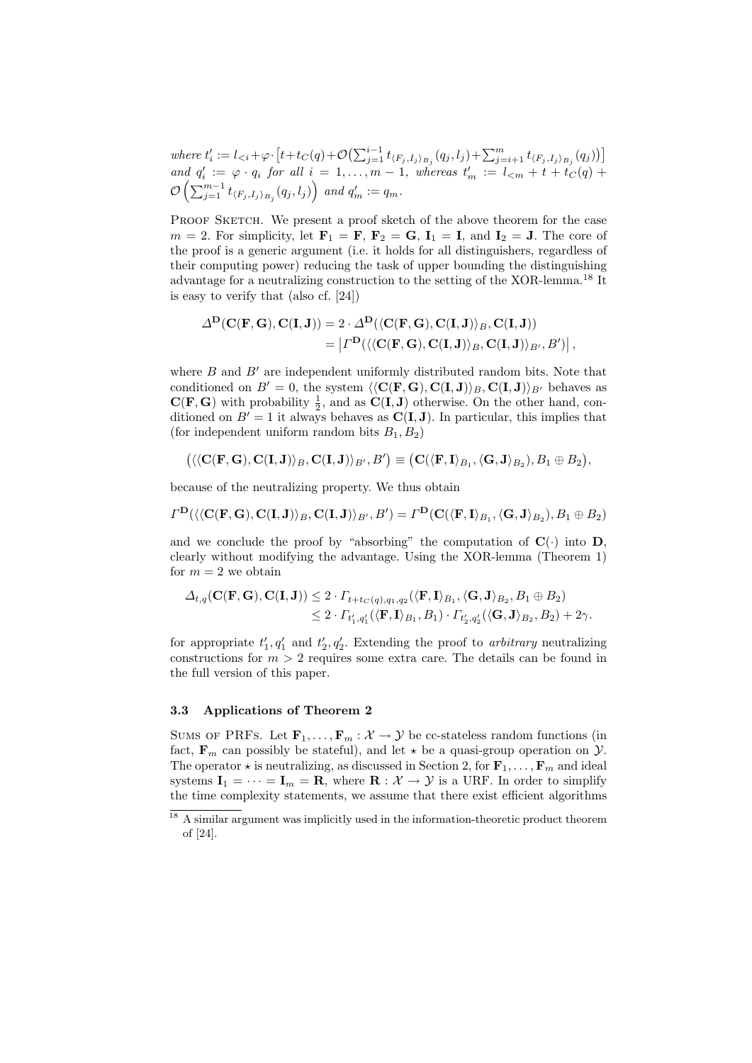*where* $t'_i := l_{<i} + \varphi \cdot \left[t + t_C(q) + \mathcal{O}\left(\sum_{j=1}^{i-1} t_{\langle F_j, I_j \rangle_{B_j}}(q_j, l_j) + \sum_{j=i+1}^{m} t_{\langle F_j, I_j \rangle_{B_j}}(q_j)\right)\right]$ *and* $q'_i := \varphi \cdot q_i$ *for all* $i = 1, \ldots, m-1$*, whereas* $t'_m := l_{<m} + t + t_C(q) + \mathcal{O}\left(\sum_{j=1}^{m-1} t_{\langle F_j, I_j \rangle_{B_j}}(q_j, l_j)\right)$ *and* $q'_m := q_m$*.*

Proof Sketch. We present a proof sketch of the above theorem for the case $m = 2$. For simplicity, let $\mathbf{F}_1 = \mathbf{F}$, $\mathbf{F}_2 = \mathbf{G}$, $\mathbf{I}_1 = \mathbf{I}$, and $\mathbf{I}_2 = \mathbf{J}$. The core of the proof is a generic argument (i.e. it holds for all distinguishers, regardless of their computing power) reducing the task of upper bounding the distinguishing advantage for a neutralizing construction to the setting of the XOR-lemma.[18] It is easy to verify that (also cf. [24])

$$\begin{aligned}\Delta^{\mathbf{D}}(\mathbf{C}(\mathbf{F}, \mathbf{G}), \mathbf{C}(\mathbf{I}, \mathbf{J})) &= 2 \cdot \Delta^{\mathbf{D}}(\langle \mathbf{C}(\mathbf{F}, \mathbf{G}), \mathbf{C}(\mathbf{I}, \mathbf{J}) \rangle_B, \mathbf{C}(\mathbf{I}, \mathbf{J})) \\ &= \left| \Gamma^{\mathbf{D}}(\langle \langle \mathbf{C}(\mathbf{F}, \mathbf{G}), \mathbf{C}(\mathbf{I}, \mathbf{J}) \rangle_B, \mathbf{C}(\mathbf{I}, \mathbf{J}) \rangle_{B'}, B') \right|,\end{aligned}$$

where $B$ and $B'$ are independent uniformly distributed random bits. Note that conditioned on $B' = 0$, the system $\langle \langle \mathbf{C}(\mathbf{F}, \mathbf{G}), \mathbf{C}(\mathbf{I}, \mathbf{J}) \rangle_B, \mathbf{C}(\mathbf{I}, \mathbf{J}) \rangle_{B'}$ behaves as $\mathbf{C}(\mathbf{F}, \mathbf{G})$ with probability $\frac{1}{2}$, and as $\mathbf{C}(\mathbf{I}, \mathbf{J})$ otherwise. On the other hand, conditioned on $B' = 1$ it always behaves as $\mathbf{C}(\mathbf{I}, \mathbf{J})$. In particular, this implies that (for independent uniform random bits $B_1, B_2$)

$$\left(\langle \langle \mathbf{C}(\mathbf{F}, \mathbf{G}), \mathbf{C}(\mathbf{I}, \mathbf{J}) \rangle_B, \mathbf{C}(\mathbf{I}, \mathbf{J}) \rangle_{B'}, B'\right) \equiv \left(\mathbf{C}(\langle \mathbf{F}, \mathbf{I} \rangle_{B_1}, \langle \mathbf{G}, \mathbf{J} \rangle_{B_2}), B_1 \oplus B_2\right),$$

because of the neutralizing property. We thus obtain

$$\Gamma^{\mathbf{D}}(\langle \langle \mathbf{C}(\mathbf{F}, \mathbf{G}), \mathbf{C}(\mathbf{I}, \mathbf{J}) \rangle_B, \mathbf{C}(\mathbf{I}, \mathbf{J}) \rangle_{B'}, B') = \Gamma^{\mathbf{D}}(\mathbf{C}(\langle \mathbf{F}, \mathbf{I} \rangle_{B_1}, \langle \mathbf{G}, \mathbf{J} \rangle_{B_2}), B_1 \oplus B_2)$$

and we conclude the proof by "absorbing" the computation of $\mathbf{C}(\cdot)$ into $\mathbf{D}$, clearly without modifying the advantage. Using the XOR-lemma (Theorem 1) for $m = 2$ we obtain

$$\begin{aligned}\Delta_{t,q}(\mathbf{C}(\mathbf{F}, \mathbf{G}), \mathbf{C}(\mathbf{I}, \mathbf{J})) &\leq 2 \cdot \Gamma_{t + t_C(q), q_1, q_2}(\langle \mathbf{F}, \mathbf{I} \rangle_{B_1}, \langle \mathbf{G}, \mathbf{J} \rangle_{B_2}, B_1 \oplus B_2) \\ &\leq 2 \cdot \Gamma_{t'_1, q'_1}(\langle \mathbf{F}, \mathbf{I} \rangle_{B_1}, B_1) \cdot \Gamma_{t'_2, q'_2}(\langle \mathbf{G}, \mathbf{J} \rangle_{B_2}, B_2) + 2\gamma.\end{aligned}$$

for appropriate $t'_1, q'_1$ and $t'_2, q'_2$. Extending the proof to *arbitrary* neutralizing constructions for $m > 2$ requires some extra care. The details can be found in the full version of this paper.

### 3.3 Applications of Theorem 2

Sums of PRFs. Let $\mathbf{F}_1, \ldots, \mathbf{F}_m : \mathcal{X} \to \mathcal{Y}$ be cc-stateless random functions (in fact, $\mathbf{F}_m$ can possibly be stateful), and let $\star$ be a quasi-group operation on $\mathcal{Y}$. The operator $\star$ is neutralizing, as discussed in Section 2, for $\mathbf{F}_1, \ldots, \mathbf{F}_m$ and ideal systems $\mathbf{I}_1 = \cdots = \mathbf{I}_m = \mathbf{R}$, where $\mathbf{R} : \mathcal{X} \to \mathcal{Y}$ is a URF. In order to simplify the time complexity statements, we assume that there exist efficient algorithms

[18] A similar argument was implicitly used in the information-theoretic product theorem of [24].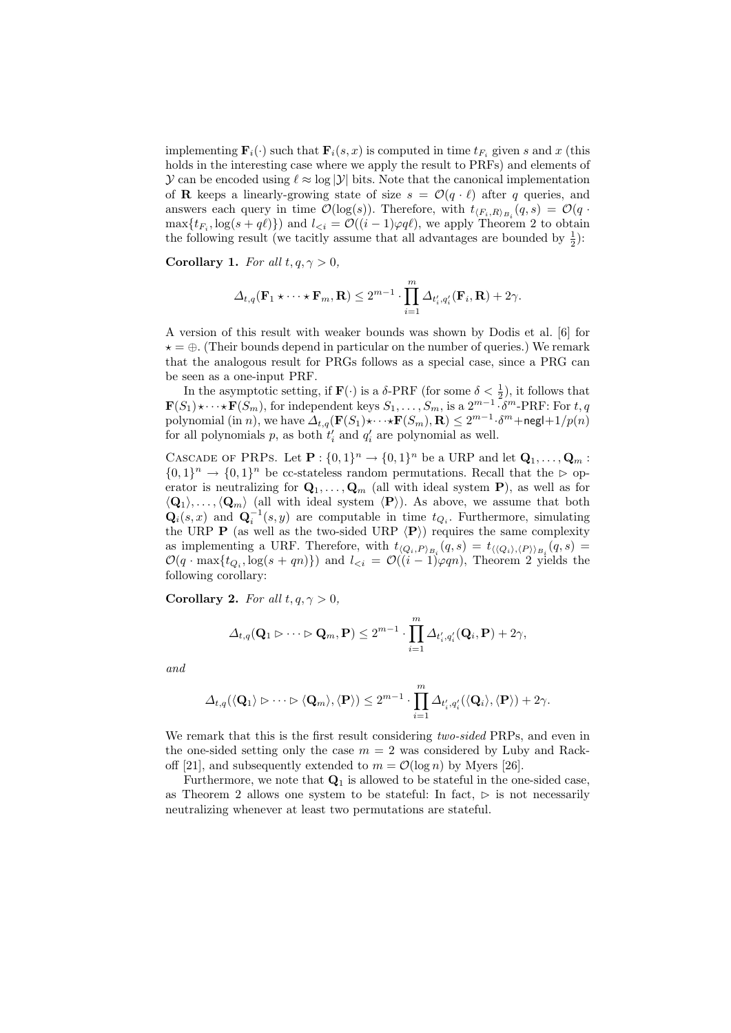implementing $\mathbf{F}_i(\cdot)$ such that $\mathbf{F}_i(s,x)$ is computed in time $t_{F_i}$ given $s$ and $x$ (this holds in the interesting case where we apply the result to PRFs) and elements of $\mathcal{Y}$ can be encoded using $\ell \approx \log|\mathcal{Y}|$ bits. Note that the canonical implementation of $\mathbf{R}$ keeps a linearly-growing state of size $s = \mathcal{O}(q \cdot \ell)$ after $q$ queries, and answers each query in time $\mathcal{O}(\log(s))$. Therefore, with $t_{\langle F_i,R\rangle_{B_i}}(q,s) = \mathcal{O}(q \cdot \max\{t_{F_i}, \log(s+q\ell)\})$ and $l_{<i} = \mathcal{O}((i-1)\varphi q \ell)$, we apply Theorem 2 to obtain the following result (we tacitly assume that all advantages are bounded by $\frac{1}{2}$):

**Corollary 1.** *For all $t, q, \gamma > 0$,*

$$\Delta_{t,q}(\mathbf{F}_1 \star \cdots \star \mathbf{F}_m, \mathbf{R}) \leq 2^{m-1} \cdot \prod_{i=1}^{m} \Delta_{t'_i,q'_i}(\mathbf{F}_i, \mathbf{R}) + 2\gamma.$$

A version of this result with weaker bounds was shown by Dodis et al. [6] for $\star = \oplus$. (Their bounds depend in particular on the number of queries.) We remark that the analogous result for PRGs follows as a special case, since a PRG can be seen as a one-input PRF.

In the asymptotic setting, if $\mathbf{F}(\cdot)$ is a $\delta$-PRF (for some $\delta < \frac{1}{2}$), it follows that $\mathbf{F}(S_1) \star \cdots \star \mathbf{F}(S_m)$, for independent keys $S_1, \ldots, S_m$, is a $2^{m-1} \cdot \delta^m$-PRF: For $t, q$ polynomial (in $n$), we have $\Delta_{t,q}(\mathbf{F}(S_1) \star \cdots \star \mathbf{F}(S_m), \mathbf{R}) \leq 2^{m-1} \cdot \delta^m + \mathsf{negl} + 1/p(n)$ for all polynomials $p$, as both $t'_i$ and $q'_i$ are polynomial as well.

Cascade of PRPs. Let $\mathbf{P} : \{0,1\}^n \to \{0,1\}^n$ be a URP and let $\mathbf{Q}_1, \ldots, \mathbf{Q}_m : \{0,1\}^n \to \{0,1\}^n$ be cc-stateless random permutations. Recall that the $\triangleright$ operator is neutralizing for $\mathbf{Q}_1, \ldots, \mathbf{Q}_m$ (all with ideal system $\mathbf{P}$), as well as for $\langle \mathbf{Q}_1 \rangle, \ldots, \langle \mathbf{Q}_m \rangle$ (all with ideal system $\langle \mathbf{P} \rangle$). As above, we assume that both $\mathbf{Q}_i(s,x)$ and $\mathbf{Q}_i^{-1}(s,y)$ are computable in time $t_{Q_i}$. Furthermore, simulating the URP $\mathbf{P}$ (as well as the two-sided URP $\langle \mathbf{P} \rangle$) requires the same complexity as implementing a URF. Therefore, with $t_{\langle Q_i,P\rangle_{B_i}}(q,s) = t_{\langle\langle Q_i\rangle,\langle P\rangle\rangle_{B_i}}(q,s) = \mathcal{O}(q \cdot \max\{t_{Q_i}, \log(s+qn)\})$ and $l_{<i} = \mathcal{O}((i-1)\varphi q n)$, Theorem 2 yields the following corollary:

**Corollary 2.** *For all $t, q, \gamma > 0$,*

$$\Delta_{t,q}(\mathbf{Q}_1 \triangleright \cdots \triangleright \mathbf{Q}_m, \mathbf{P}) \leq 2^{m-1} \cdot \prod_{i=1}^{m} \Delta_{t'_i,q'_i}(\mathbf{Q}_i, \mathbf{P}) + 2\gamma,$$

*and*

$$\Delta_{t,q}(\langle \mathbf{Q}_1 \rangle \triangleright \cdots \triangleright \langle \mathbf{Q}_m \rangle, \langle \mathbf{P} \rangle) \leq 2^{m-1} \cdot \prod_{i=1}^{m} \Delta_{t'_i,q'_i}(\langle \mathbf{Q}_i \rangle, \langle \mathbf{P} \rangle) + 2\gamma.$$

We remark that this is the first result considering *two-sided* PRPs, and even in the one-sided setting only the case $m = 2$ was considered by Luby and Rackoff [21], and subsequently extended to $m = \mathcal{O}(\log n)$ by Myers [26].

Furthermore, we note that $\mathbf{Q}_1$ is allowed to be stateful in the one-sided case, as Theorem 2 allows one system to be stateful: In fact, $\triangleright$ is not necessarily neutralizing whenever at least two permutations are stateful.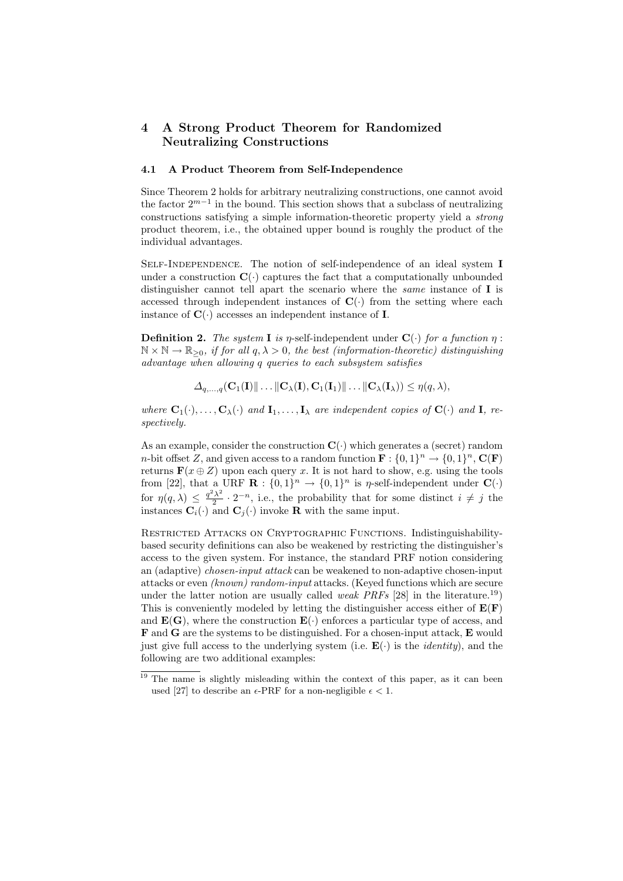## 4 A Strong Product Theorem for Randomized Neutralizing Constructions

### 4.1 A Product Theorem from Self-Independence

Since Theorem 2 holds for arbitrary neutralizing constructions, one cannot avoid the factor $2^{m-1}$ in the bound. This section shows that a subclass of neutralizing constructions satisfying a simple information-theoretic property yield a *strong* product theorem, i.e., the obtained upper bound is roughly the product of the individual advantages.

Self-Independence. The notion of self-independence of an ideal system $\mathbf{I}$ under a construction $\mathbf{C}(\cdot)$ captures the fact that a computationally unbounded distinguisher cannot tell apart the scenario where the *same* instance of $\mathbf{I}$ is accessed through independent instances of $\mathbf{C}(\cdot)$ from the setting where each instance of $\mathbf{C}(\cdot)$ accesses an independent instance of $\mathbf{I}$.

**Definition 2.** *The system $\mathbf{I}$ is $\eta$-self-independent under $\mathbf{C}(\cdot)$ for a function $\eta : \mathbb{N} \times \mathbb{N} \to \mathbb{R}_{\geq 0}$, if for all $q, \lambda > 0$, the best (information-theoretic) distinguishing advantage when allowing $q$ queries to each subsystem satisfies*

$$\Delta_{q,\ldots,q}(\mathbf{C}_1(\mathbf{I}) \| \ldots \| \mathbf{C}_\lambda(\mathbf{I}), \mathbf{C}_1(\mathbf{I}_1) \| \ldots \| \mathbf{C}_\lambda(\mathbf{I}_\lambda)) \leq \eta(q, \lambda),$$

*where $\mathbf{C}_1(\cdot), \ldots, \mathbf{C}_\lambda(\cdot)$ and $\mathbf{I}_1, \ldots, \mathbf{I}_\lambda$ are independent copies of $\mathbf{C}(\cdot)$ and $\mathbf{I}$, respectively.*

As an example, consider the construction $\mathbf{C}(\cdot)$ which generates a (secret) random $n$-bit offset $Z$, and given access to a random function $\mathbf{F} : \{0,1\}^n \to \{0,1\}^n$, $\mathbf{C}(\mathbf{F})$ returns $\mathbf{F}(x \oplus Z)$ upon each query $x$. It is not hard to show, e.g. using the tools from [22], that a URF $\mathbf{R} : \{0,1\}^n \to \{0,1\}^n$ is $\eta$-self-independent under $\mathbf{C}(\cdot)$ for $\eta(q, \lambda) \leq \frac{q^2\lambda^2}{2} \cdot 2^{-n}$, i.e., the probability that for some distinct $i \neq j$ the instances $\mathbf{C}_i(\cdot)$ and $\mathbf{C}_j(\cdot)$ invoke $\mathbf{R}$ with the same input.

Restricted Attacks on Cryptographic Functions. Indistinguishability-based security definitions can also be weakened by restricting the distinguisher's access to the given system. For instance, the standard PRF notion considering an (adaptive) *chosen-input attack* can be weakened to non-adaptive chosen-input attacks or even *(known) random-input* attacks. (Keyed functions which are secure under the latter notion are usually called *weak PRFs* [28] in the literature.[19]) This is conveniently modeled by letting the distinguisher access either of $\mathbf{E}(\mathbf{F})$ and $\mathbf{E}(\mathbf{G})$, where the construction $\mathbf{E}(\cdot)$ enforces a particular type of access, and $\mathbf{F}$ and $\mathbf{G}$ are the systems to be distinguished. For a chosen-input attack, $\mathbf{E}$ would just give full access to the underlying system (i.e. $\mathbf{E}(\cdot)$ is the *identity*), and the following are two additional examples:

[19] The name is slightly misleading within the context of this paper, as it can been used [27] to describe an $\epsilon$-PRF for a non-negligible $\epsilon < 1$.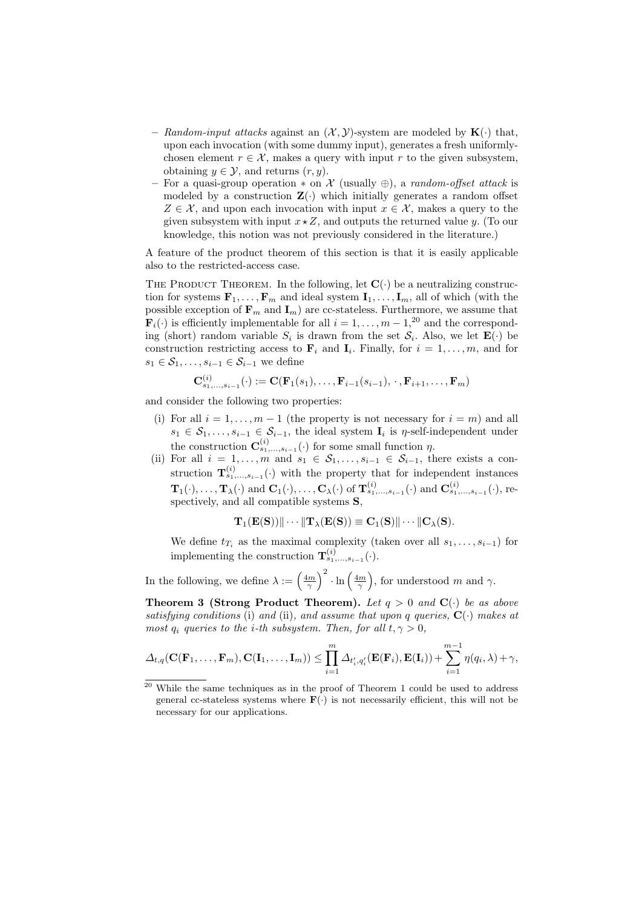- *Random-input attacks* against an $(\mathcal{X}, \mathcal{Y})$-system are modeled by $\mathbf{K}(\cdot)$ that, upon each invocation (with some dummy input), generates a fresh uniformly-chosen element $r \in \mathcal{X}$, makes a query with input $r$ to the given subsystem, obtaining $y \in \mathcal{Y}$, and returns $(r, y)$.
- For a quasi-group operation $*$ on $\mathcal{X}$ (usually $\oplus$), a *random-offset attack* is modeled by a construction $\mathbf{Z}(\cdot)$ which initially generates a random offset $Z \in \mathcal{X}$, and upon each invocation with input $x \in \mathcal{X}$, makes a query to the given subsystem with input $x \star Z$, and outputs the returned value $y$. (To our knowledge, this notion was not previously considered in the literature.)

A feature of the product theorem of this section is that it is easily applicable also to the restricted-access case.

THE PRODUCT THEOREM. In the following, let $\mathbf{C}(\cdot)$ be a neutralizing construction for systems $\mathbf{F}_1, \ldots, \mathbf{F}_m$ and ideal system $\mathbf{I}_1, \ldots, \mathbf{I}_m$, all of which (with the possible exception of $\mathbf{F}_m$ and $\mathbf{I}_m$) are cc-stateless. Furthermore, we assume that $\mathbf{F}_i(\cdot)$ is efficiently implementable for all $i = 1, \ldots, m-1$,[20] and the corresponding (short) random variable $S_i$ is drawn from the set $\mathcal{S}_i$. We also, we let $\mathbf{E}(\cdot)$ be construction restricting access to $\mathbf{F}_i$ and $\mathbf{I}_i$. Finally, for $i = 1, \ldots, m$, and for $s_1 \in \mathcal{S}_1, \ldots, s_{i-1} \in \mathcal{S}_{i-1}$ we define

$$\mathbf{C}^{(i)}_{s_1,\ldots,s_{i-1}}(\cdot) := \mathbf{C}(\mathbf{F}_1(s_1), \ldots, \mathbf{F}_{i-1}(s_{i-1}), \cdot, \mathbf{F}_{i+1}, \ldots, \mathbf{F}_m)$$

and consider the following two properties:

(i) For all $i = 1, \ldots, m-1$ (the property is not necessary for $i = m$) and all $s_1 \in \mathcal{S}_1, \ldots, s_{i-1} \in \mathcal{S}_{i-1}$, the ideal system $\mathbf{I}_i$ is $\eta$-self-independent under the construction $\mathbf{C}^{(i)}_{s_1,\ldots,s_{i-1}}(\cdot)$ for some small function $\eta$.

(ii) For all $i = 1, \ldots, m$ and $s_1 \in \mathcal{S}_1, \ldots, s_{i-1} \in \mathcal{S}_{i-1}$, there exists a construction $\mathbf{T}^{(i)}_{s_1,\ldots,s_{i-1}}(\cdot)$ with the property that for independent instances $\mathbf{T}_1(\cdot), \ldots, \mathbf{T}_\lambda(\cdot)$ and $\mathbf{C}_1(\cdot), \ldots, \mathbf{C}_\lambda(\cdot)$ of $\mathbf{T}^{(i)}_{s_1,\ldots,s_{i-1}}(\cdot)$ and $\mathbf{C}^{(i)}_{s_1,\ldots,s_{i-1}}(\cdot)$, respectively, and all compatible systems $\mathbf{S}$,

$$\mathbf{T}_1(\mathbf{E}(\mathbf{S})) \| \cdots \| \mathbf{T}_\lambda(\mathbf{E}(\mathbf{S})) \equiv \mathbf{C}_1(\mathbf{S}) \| \cdots \| \mathbf{C}_\lambda(\mathbf{S}).$$

We define $t_{T_i}$ as the maximal complexity (taken over all $s_1, \ldots, s_{i-1}$) for implementing the construction $\mathbf{T}^{(i)}_{s_1,\ldots,s_{i-1}}(\cdot)$.

In the following, we define $\lambda := \left(\frac{4m}{\gamma}\right)^2 \cdot \ln\left(\frac{4m}{\gamma}\right)$, for understood $m$ and $\gamma$.

**Theorem 3 (Strong Product Theorem).** *Let $q > 0$ and $\mathbf{C}(\cdot)$ be as above satisfying conditions* (i) *and* (ii)*, and assume that upon $q$ queries, $\mathbf{C}(\cdot)$ makes at most $q_i$ queries to the $i$-th subsystem. Then, for all $t, \gamma > 0$,*

$$\Delta_{t,q}(\mathbf{C}(\mathbf{F}_1, \ldots, \mathbf{F}_m), \mathbf{C}(\mathbf{I}_1, \ldots, \mathbf{I}_m)) \leq \prod_{i=1}^{m} \Delta_{t'_i, q'_i}(\mathbf{E}(\mathbf{F}_i), \mathbf{E}(\mathbf{I}_i)) + \sum_{i=1}^{m-1} \eta(q_i, \lambda) + \gamma,$$

---

[20] While the same techniques as in the proof of Theorem 1 could be used to address general cc-stateless systems where $\mathbf{F}(\cdot)$ is not necessarily efficient, this will not be necessary for our applications.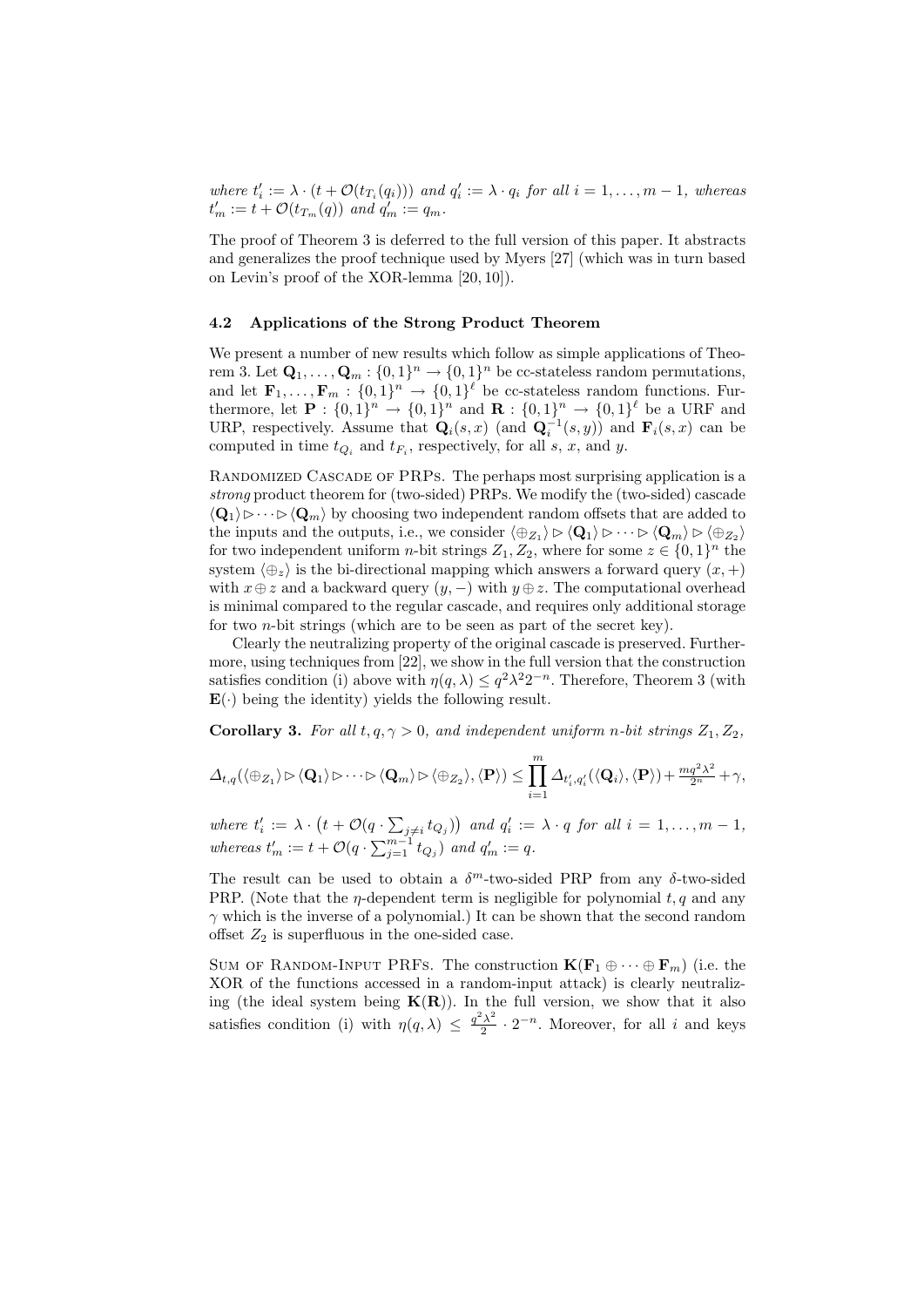*where* $t'_i := \lambda \cdot (t + \mathcal{O}(t_{T_i}(q_i)))$ *and* $q'_i := \lambda \cdot q_i$ *for all* $i = 1, \ldots, m-1$*, whereas* $t'_m := t + \mathcal{O}(t_{T_m}(q))$ *and* $q'_m := q_m$.

The proof of Theorem 3 is deferred to the full version of this paper. It abstracts and generalizes the proof technique used by Myers [27] (which was in turn based on Levin's proof of the XOR-lemma [20, 10]).

### 4.2 Applications of the Strong Product Theorem

We present a number of new results which follow as simple applications of Theorem 3. Let $\mathbf{Q}_1, \ldots, \mathbf{Q}_m : \{0,1\}^n \to \{0,1\}^n$ be cc-stateless random permutations, and let $\mathbf{F}_1, \ldots, \mathbf{F}_m : \{0,1\}^n \to \{0,1\}^\ell$ be cc-stateless random functions. Furthermore, let $\mathbf{P} : \{0,1\}^n \to \{0,1\}^n$ and $\mathbf{R} : \{0,1\}^n \to \{0,1\}^\ell$ be a URF and URP, respectively. Assume that $\mathbf{Q}_i(s,x)$ (and $\mathbf{Q}_i^{-1}(s,y)$) and $\mathbf{F}_i(s,x)$ can be computed in time $t_{Q_i}$ and $t_{F_i}$, respectively, for all $s$, $x$, and $y$.

Randomized Cascade of PRPs. The perhaps most surprising application is a *strong* product theorem for (two-sided) PRPs. We modify the (two-sided) cascade $\langle \mathbf{Q}_1 \rangle \triangleright \cdots \triangleright \langle \mathbf{Q}_m \rangle$ by choosing two independent random offsets that are added to the inputs and the outputs, i.e., we consider $\langle \oplus_{Z_1} \rangle \triangleright \langle \mathbf{Q}_1 \rangle \triangleright \cdots \triangleright \langle \mathbf{Q}_m \rangle \triangleright \langle \oplus_{Z_2} \rangle$ for two independent uniform $n$-bit strings $Z_1, Z_2$, where for some $z \in \{0,1\}^n$ the system $\langle \oplus_z \rangle$ is the bi-directional mapping which answers a forward query $(x, +)$ with $x \oplus z$ and a backward query $(y, -)$ with $y \oplus z$. The computational overhead is minimal compared to the regular cascade, and requires only additional storage for two $n$-bit strings (which are to be seen as part of the secret key).

Clearly the neutralizing property of the original cascade is preserved. Furthermore, using techniques from [22], we show in the full version that the construction satisfies condition (i) above with $\eta(q, \lambda) \leq q^2 \lambda^2 2^{-n}$. Therefore, Theorem 3 (with $\mathbf{E}(\cdot)$ being the identity) yields the following result.

**Corollary 3.** *For all* $t, q, \gamma > 0$*, and independent uniform* $n$*-bit strings* $Z_1, Z_2$*,*

$$\Delta_{t,q}(\langle \oplus_{Z_1} \rangle \triangleright \langle \mathbf{Q}_1 \rangle \triangleright \cdots \triangleright \langle \mathbf{Q}_m \rangle \triangleright \langle \oplus_{Z_2} \rangle, \langle \mathbf{P} \rangle) \leq \prod_{i=1}^{m} \Delta_{t'_i, q'_i}(\langle \mathbf{Q}_i \rangle, \langle \mathbf{P} \rangle) + \tfrac{mq^2\lambda^2}{2^n} + \gamma,$$

*where* $t'_i := \lambda \cdot \left(t + \mathcal{O}(q \cdot \sum_{j \neq i} t_{Q_j})\right)$ *and* $q'_i := \lambda \cdot q$ *for all* $i = 1, \ldots, m-1$*, whereas* $t'_m := t + \mathcal{O}(q \cdot \sum_{j=1}^{m-1} t_{Q_j})$ *and* $q'_m := q$.

The result can be used to obtain a $\delta^m$-two-sided PRP from any $\delta$-two-sided PRP. (Note that the $\eta$-dependent term is negligible for polynomial $t, q$ and any $\gamma$ which is the inverse of a polynomial.) It can be shown that the second random offset $Z_2$ is superfluous in the one-sided case.

Sum of Random-Input PRFs. The construction $\mathbf{K}(\mathbf{F}_1 \oplus \cdots \oplus \mathbf{F}_m)$ (i.e. the XOR of the functions accessed in a random-input attack) is clearly neutralizing (the ideal system being $\mathbf{K}(\mathbf{R})$). In the full version, we show that it also satisfies condition (i) with $\eta(q, \lambda) \leq \frac{q^2\lambda^2}{2} \cdot 2^{-n}$. Moreover, for all $i$ and keys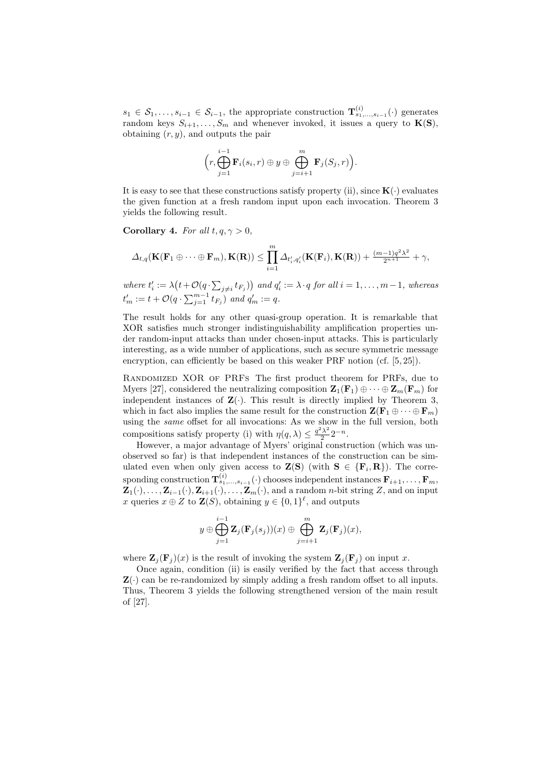$s_1 \in \mathcal{S}_1, \ldots, s_{i-1} \in \mathcal{S}_{i-1}$, the appropriate construction $\mathbf{T}^{(i)}_{s_1,\ldots,s_{i-1}}(\cdot)$ generates random keys $S_{i+1}, \ldots, S_m$ and whenever invoked, it issues a query to $\mathbf{K}(\mathbf{S})$, obtaining $(r, y)$, and outputs the pair

$$\Big(r, \bigoplus_{j=1}^{i-1} \mathbf{F}_i(s_i, r) \oplus y \oplus \bigoplus_{j=i+1}^{m} \mathbf{F}_j(S_j, r)\Big).$$

It is easy to see that these constructions satisfy property (ii), since $\mathbf{K}(\cdot)$ evaluates the given function at a fresh random input upon each invocation. Theorem 3 yields the following result.

**Corollary 4.** *For all $t, q, \gamma > 0$,*

$$\Delta_{t,q}(\mathbf{K}(\mathbf{F}_1 \oplus \cdots \oplus \mathbf{F}_m), \mathbf{K}(\mathbf{R})) \leq \prod_{i=1}^{m} \Delta_{t'_i,q'_i}(\mathbf{K}(\mathbf{F}_i), \mathbf{K}(\mathbf{R})) + \tfrac{(m-1)q^2\lambda^2}{2^{n+1}} + \gamma,$$

*where $t'_i := \lambda\big(t + \mathcal{O}(q \cdot \sum_{j \neq i} t_{F_j})\big)$ and $q'_i := \lambda \cdot q$ for all $i = 1, \ldots, m-1$, whereas $t'_m := t + \mathcal{O}(q \cdot \sum_{j=1}^{m-1} t_{F_j})$ and $q'_m := q$.*

The result holds for any other quasi-group operation. It is remarkable that XOR satisfies much stronger indistinguishability amplification properties under random-input attacks than under chosen-input attacks. This is particularly interesting, as a wide number of applications, such as secure symmetric message encryption, can efficiently be based on this weaker PRF notion (cf. [5, 25]).

Randomized XOR of PRFs The first product theorem for PRFs, due to Myers [27], considered the neutralizing composition $\mathbf{Z}_1(\mathbf{F}_1) \oplus \cdots \oplus \mathbf{Z}_m(\mathbf{F}_m)$ for independent instances of $\mathbf{Z}(\cdot)$. This result is directly implied by Theorem 3, which in fact also implies the same result for the construction $\mathbf{Z}(\mathbf{F}_1 \oplus \cdots \oplus \mathbf{F}_m)$ using the *same* offset for all invocations: As we show in the full version, both compositions satisfy property (i) with $\eta(q, \lambda) \leq \frac{q^2\lambda^2}{2} 2^{-n}$.

However, a major advantage of Myers' original construction (which was unobserved so far) is that independent instances of the construction can be simulated even when only given access to $\mathbf{Z}(\mathbf{S})$ (with $\mathbf{S} \in \{\mathbf{F}_i, \mathbf{R}\}$). The corresponding construction $\mathbf{T}^{(i)}_{s_1,\ldots,s_{i-1}}(\cdot)$ chooses independent instances $\mathbf{F}_{i+1}, \ldots, \mathbf{F}_m$, $\mathbf{Z}_1(\cdot), \ldots, \mathbf{Z}_{i-1}(\cdot), \mathbf{Z}_{i+1}(\cdot), \ldots, \mathbf{Z}_m(\cdot)$, and a random $n$-bit string $Z$, and on input $x$ queries $x \oplus Z$ to $\mathbf{Z}(S)$, obtaining $y \in \{0,1\}^\ell$, and outputs

$$y \oplus \bigoplus_{j=1}^{i-1} \mathbf{Z}_j(\mathbf{F}_j(s_j))(x) \oplus \bigoplus_{j=i+1}^{m} \mathbf{Z}_j(\mathbf{F}_j)(x),$$

where $\mathbf{Z}_j(\mathbf{F}_j)(x)$ is the result of invoking the system $\mathbf{Z}_j(\mathbf{F}_j)$ on input $x$.

Once again, condition (ii) is easily verified by the fact that access through $\mathbf{Z}(\cdot)$ can be re-randomized by simply adding a fresh random offset to all inputs. Thus, Theorem 3 yields the following strengthened version of the main result of [27].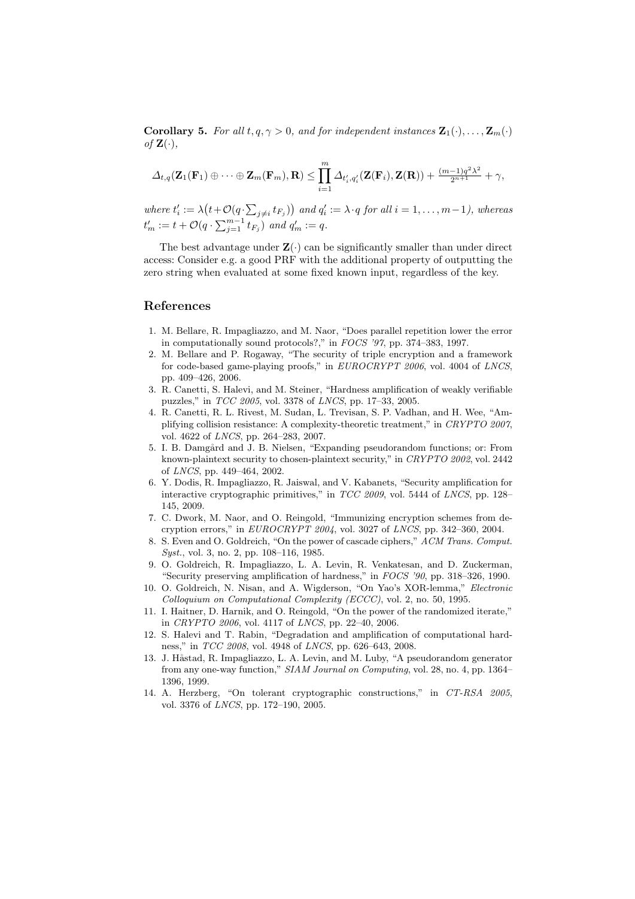**Corollary 5.** *For all $t, q, \gamma > 0$, and for independent instances $\mathbf{Z}_1(\cdot), \ldots, \mathbf{Z}_m(\cdot)$ of $\mathbf{Z}(\cdot)$,*

$$\Delta_{t,q}(\mathbf{Z}_1(\mathbf{F}_1) \oplus \cdots \oplus \mathbf{Z}_m(\mathbf{F}_m), \mathbf{R}) \leq \prod_{i=1}^{m} \Delta_{t'_i,q'_i}(\mathbf{Z}(\mathbf{F}_i), \mathbf{Z}(\mathbf{R})) + \tfrac{(m-1)q^2\lambda^2}{2^{n+1}} + \gamma,$$

*where $t'_i := \lambda\big(t + \mathcal{O}(q \cdot \sum_{j \neq i} t_{F_j})\big)$ and $q'_i := \lambda \cdot q$ for all $i = 1, \ldots, m-1$), whereas $t'_m := t + \mathcal{O}(q \cdot \sum_{j=1}^{m-1} t_{F_j})$ and $q'_m := q$.*

The best advantage under $\mathbf{Z}(\cdot)$ can be significantly smaller than under direct access: Consider e.g. a good PRF with the additional property of outputting the zero string when evaluated at some fixed known input, regardless of the key.

## References

1. M. Bellare, R. Impagliazzo, and M. Naor, "Does parallel repetition lower the error in computationally sound protocols?," in *FOCS '97*, pp. 374–383, 1997.
2. M. Bellare and P. Rogaway, "The security of triple encryption and a framework for code-based game-playing proofs," in *EUROCRYPT 2006*, vol. 4004 of *LNCS*, pp. 409–426, 2006.
3. R. Canetti, S. Halevi, and M. Steiner, "Hardness amplification of weakly verifiable puzzles," in *TCC 2005*, vol. 3378 of *LNCS*, pp. 17–33, 2005.
4. R. Canetti, R. L. Rivest, M. Sudan, L. Trevisan, S. P. Vadhan, and H. Wee, "Amplifying collision resistance: A complexity-theoretic treatment," in *CRYPTO 2007*, vol. 4622 of *LNCS*, pp. 264–283, 2007.
5. I. B. Damgård and J. B. Nielsen, "Expanding pseudorandom functions; or: From known-plaintext security to chosen-plaintext security," in *CRYPTO 2002*, vol. 2442 of *LNCS*, pp. 449–464, 2002.
6. Y. Dodis, R. Impagliazzo, R. Jaiswal, and V. Kabanets, "Security amplification for interactive cryptographic primitives," in *TCC 2009*, vol. 5444 of *LNCS*, pp. 128–145, 2009.
7. C. Dwork, M. Naor, and O. Reingold, "Immunizing encryption schemes from decryption errors," in *EUROCRYPT 2004*, vol. 3027 of *LNCS*, pp. 342–360, 2004.
8. S. Even and O. Goldreich, "On the power of cascade ciphers," *ACM Trans. Comput. Syst.*, vol. 3, no. 2, pp. 108–116, 1985.
9. O. Goldreich, R. Impagliazzo, L. A. Levin, R. Venkatesan, and D. Zuckerman, "Security preserving amplification of hardness," in *FOCS '90*, pp. 318–326, 1990.
10. O. Goldreich, N. Nisan, and A. Wigderson, "On Yao's XOR-lemma," *Electronic Colloquium on Computational Complexity (ECCC)*, vol. 2, no. 50, 1995.
11. I. Haitner, D. Harnik, and O. Reingold, "On the power of the randomized iterate," in *CRYPTO 2006*, vol. 4117 of *LNCS*, pp. 22–40, 2006.
12. S. Halevi and T. Rabin, "Degradation and amplification of computational hardness," in *TCC 2008*, vol. 4948 of *LNCS*, pp. 626–643, 2008.
13. J. Håstad, R. Impagliazzo, L. A. Levin, and M. Luby, "A pseudorandom generator from any one-way function," *SIAM Journal on Computing*, vol. 28, no. 4, pp. 1364–1396, 1999.
14. A. Herzberg, "On tolerant cryptographic constructions," in *CT-RSA 2005*, vol. 3376 of *LNCS*, pp. 172–190, 2005.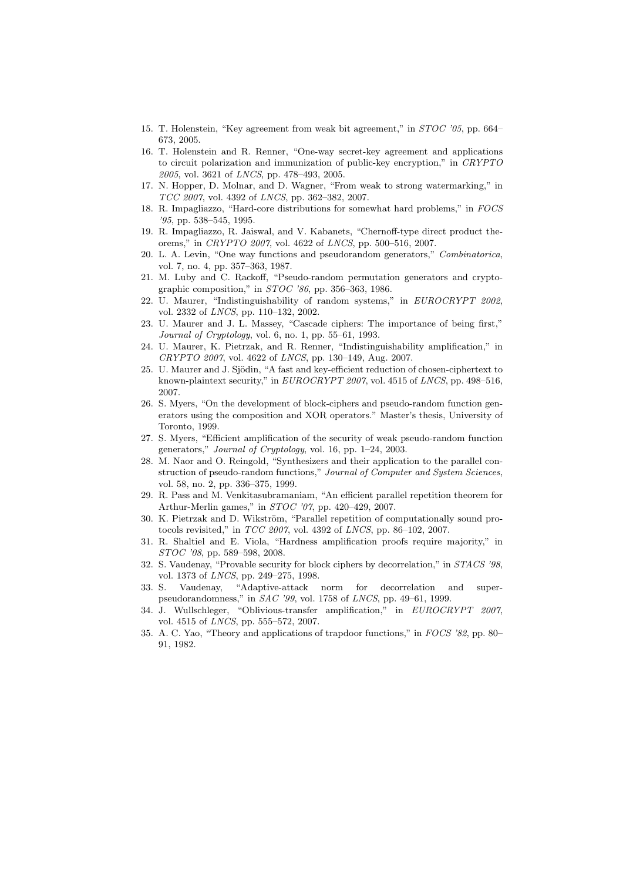15. T. Holenstein, "Key agreement from weak bit agreement," in *STOC '05*, pp. 664–673, 2005.
16. T. Holenstein and R. Renner, "One-way secret-key agreement and applications to circuit polarization and immunization of public-key encryption," in *CRYPTO 2005*, vol. 3621 of *LNCS*, pp. 478–493, 2005.
17. N. Hopper, D. Molnar, and D. Wagner, "From weak to strong watermarking," in *TCC 2007*, vol. 4392 of *LNCS*, pp. 362–382, 2007.
18. R. Impagliazzo, "Hard-core distributions for somewhat hard problems," in *FOCS '95*, pp. 538–545, 1995.
19. R. Impagliazzo, R. Jaiswal, and V. Kabanets, "Chernoff-type direct product theorems," in *CRYPTO 2007*, vol. 4622 of *LNCS*, pp. 500–516, 2007.
20. L. A. Levin, "One way functions and pseudorandom generators," *Combinatorica*, vol. 7, no. 4, pp. 357–363, 1987.
21. M. Luby and C. Rackoff, "Pseudo-random permutation generators and cryptographic composition," in *STOC '86*, pp. 356–363, 1986.
22. U. Maurer, "Indistinguishability of random systems," in *EUROCRYPT 2002*, vol. 2332 of *LNCS*, pp. 110–132, 2002.
23. U. Maurer and J. L. Massey, "Cascade ciphers: The importance of being first," *Journal of Cryptology*, vol. 6, no. 1, pp. 55–61, 1993.
24. U. Maurer, K. Pietrzak, and R. Renner, "Indistinguishability amplification," in *CRYPTO 2007*, vol. 4622 of *LNCS*, pp. 130–149, Aug. 2007.
25. U. Maurer and J. Sjödin, "A fast and key-efficient reduction of chosen-ciphertext to known-plaintext security," in *EUROCRYPT 2007*, vol. 4515 of *LNCS*, pp. 498–516, 2007.
26. S. Myers, "On the development of block-ciphers and pseudo-random function generators using the composition and XOR operators." Master's thesis, University of Toronto, 1999.
27. S. Myers, "Efficient amplification of the security of weak pseudo-random function generators," *Journal of Cryptology*, vol. 16, pp. 1–24, 2003.
28. M. Naor and O. Reingold, "Synthesizers and their application to the parallel construction of pseudo-random functions," *Journal of Computer and System Sciences*, vol. 58, no. 2, pp. 336–375, 1999.
29. R. Pass and M. Venkitasubramaniam, "An efficient parallel repetition theorem for Arthur-Merlin games," in *STOC '07*, pp. 420–429, 2007.
30. K. Pietrzak and D. Wikström, "Parallel repetition of computationally sound protocols revisited," in *TCC 2007*, vol. 4392 of *LNCS*, pp. 86–102, 2007.
31. R. Shaltiel and E. Viola, "Hardness amplification proofs require majority," in *STOC '08*, pp. 589–598, 2008.
32. S. Vaudenay, "Provable security for block ciphers by decorrelation," in *STACS '98*, vol. 1373 of *LNCS*, pp. 249–275, 1998.
33. S. Vaudenay, "Adaptive-attack norm for decorrelation and super-pseudorandomness," in *SAC '99*, vol. 1758 of *LNCS*, pp. 49–61, 1999.
34. J. Wullschleger, "Oblivious-transfer amplification," in *EUROCRYPT 2007*, vol. 4515 of *LNCS*, pp. 555–572, 2007.
35. A. C. Yao, "Theory and applications of trapdoor functions," in *FOCS '82*, pp. 80–91, 1982.